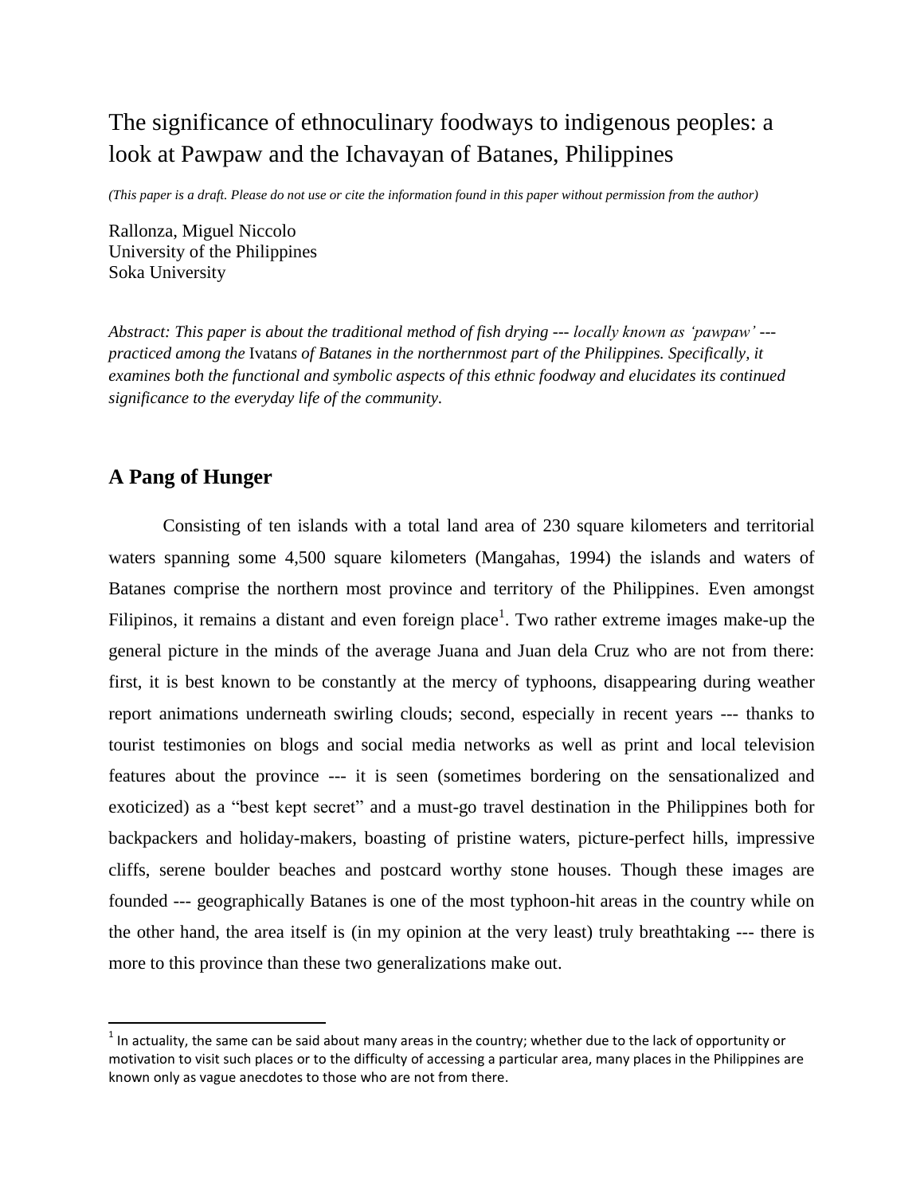# The significance of ethnoculinary foodways to indigenous peoples: a look at Pawpaw and the Ichavayan of Batanes, Philippines

*(This paper is a draft. Please do not use or cite the information found in this paper without permission from the author)*

Rallonza, Miguel Niccolo
University of the Philippines
Soka University

*Abstract: This paper is about the traditional method of fish drying --- locally known as 'pawpaw' --- practiced among the* Ivatan*s of Batanes in the northernmost part of the Philippines. Specifically, it examines both the functional and symbolic aspects of this ethnic foodway and elucidates its continued significance to the everyday life of the community.*

## A Pang of Hunger

Consisting of ten islands with a total land area of 230 square kilometers and territorial waters spanning some 4,500 square kilometers (Mangahas, 1994) the islands and waters of Batanes comprise the northern most province and territory of the Philippines. Even amongst Filipinos, it remains a distant and even foreign place[1]. Two rather extreme images make-up the general picture in the minds of the average Juana and Juan dela Cruz who are not from there: first, it is best known to be constantly at the mercy of typhoons, disappearing during weather report animations underneath swirling clouds; second, especially in recent years --- thanks to tourist testimonies on blogs and social media networks as well as print and local television features about the province --- it is seen (sometimes bordering on the sensationalized and exoticized) as a "best kept secret" and a must-go travel destination in the Philippines both for backpackers and holiday-makers, boasting of pristine waters, picture-perfect hills, impressive cliffs, serene boulder beaches and postcard worthy stone houses. Though these images are founded --- geographically Batanes is one of the most typhoon-hit areas in the country while on the other hand, the area itself is (in my opinion at the very least) truly breathtaking --- there is more to this province than these two generalizations make out.

[1] In actuality, the same can be said about many areas in the country; whether due to the lack of opportunity or motivation to visit such places or to the difficulty of accessing a particular area, many places in the Philippines are known only as vague anecdotes to those who are not from there.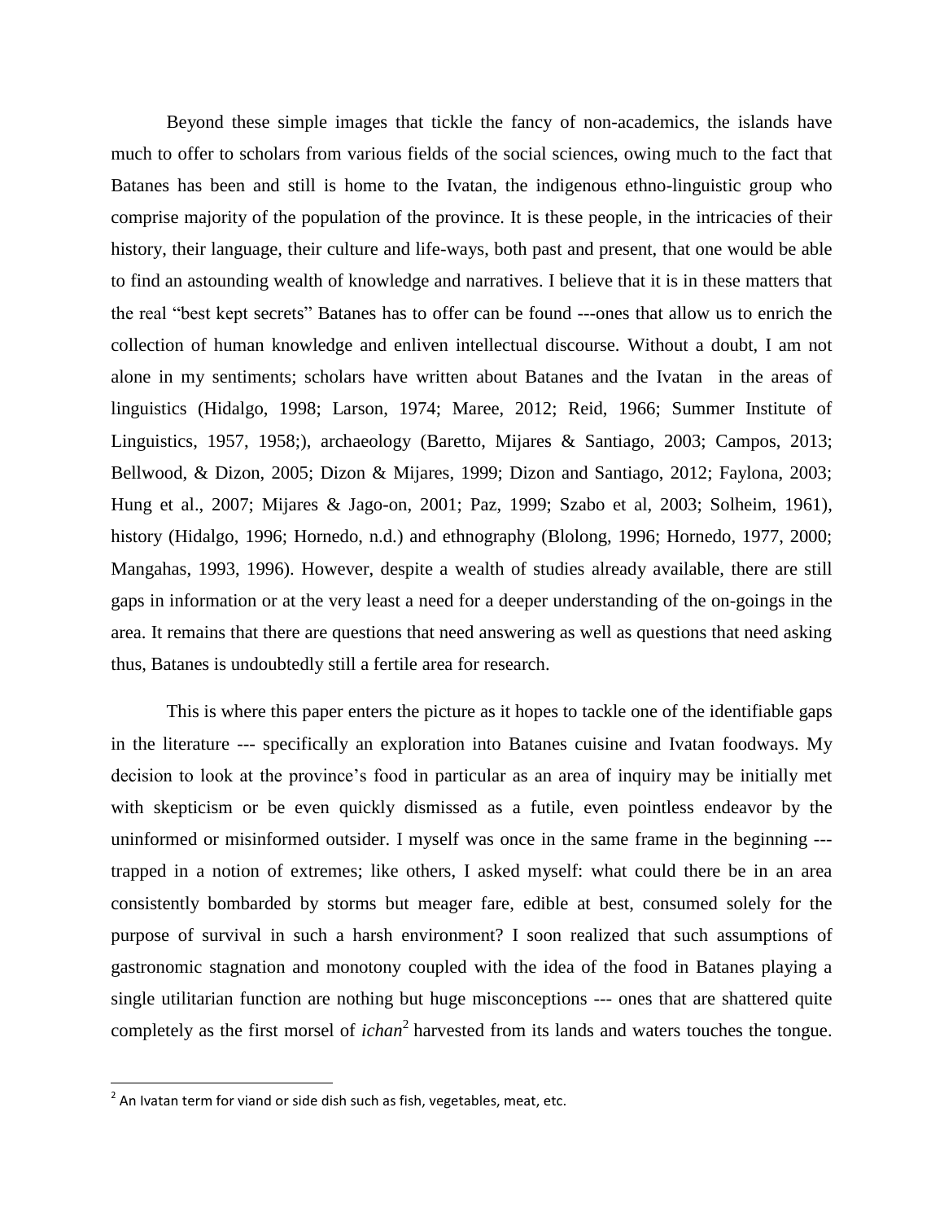Beyond these simple images that tickle the fancy of non-academics, the islands have much to offer to scholars from various fields of the social sciences, owing much to the fact that Batanes has been and still is home to the Ivatan, the indigenous ethno-linguistic group who comprise majority of the population of the province. It is these people, in the intricacies of their history, their language, their culture and life-ways, both past and present, that one would be able to find an astounding wealth of knowledge and narratives. I believe that it is in these matters that the real "best kept secrets" Batanes has to offer can be found ---ones that allow us to enrich the collection of human knowledge and enliven intellectual discourse. Without a doubt, I am not alone in my sentiments; scholars have written about Batanes and the Ivatan in the areas of linguistics (Hidalgo, 1998; Larson, 1974; Maree, 2012; Reid, 1966; Summer Institute of Linguistics, 1957, 1958;), archaeology (Baretto, Mijares & Santiago, 2003; Campos, 2013; Bellwood, & Dizon, 2005; Dizon & Mijares, 1999; Dizon and Santiago, 2012; Faylona, 2003; Hung et al., 2007; Mijares & Jago-on, 2001; Paz, 1999; Szabo et al, 2003; Solheim, 1961), history (Hidalgo, 1996; Hornedo, n.d.) and ethnography (Blolong, 1996; Hornedo, 1977, 2000; Mangahas, 1993, 1996). However, despite a wealth of studies already available, there are still gaps in information or at the very least a need for a deeper understanding of the on-goings in the area. It remains that there are questions that need answering as well as questions that need asking thus, Batanes is undoubtedly still a fertile area for research.

This is where this paper enters the picture as it hopes to tackle one of the identifiable gaps in the literature --- specifically an exploration into Batanes cuisine and Ivatan foodways. My decision to look at the province's food in particular as an area of inquiry may be initially met with skepticism or be even quickly dismissed as a futile, even pointless endeavor by the uninformed or misinformed outsider. I myself was once in the same frame in the beginning --- trapped in a notion of extremes; like others, I asked myself: what could there be in an area consistently bombarded by storms but meager fare, edible at best, consumed solely for the purpose of survival in such a harsh environment? I soon realized that such assumptions of gastronomic stagnation and monotony coupled with the idea of the food in Batanes playing a single utilitarian function are nothing but huge misconceptions --- ones that are shattered quite completely as the first morsel of *ichan*[2] harvested from its lands and waters touches the tongue.

[2] An Ivatan term for viand or side dish such as fish, vegetables, meat, etc.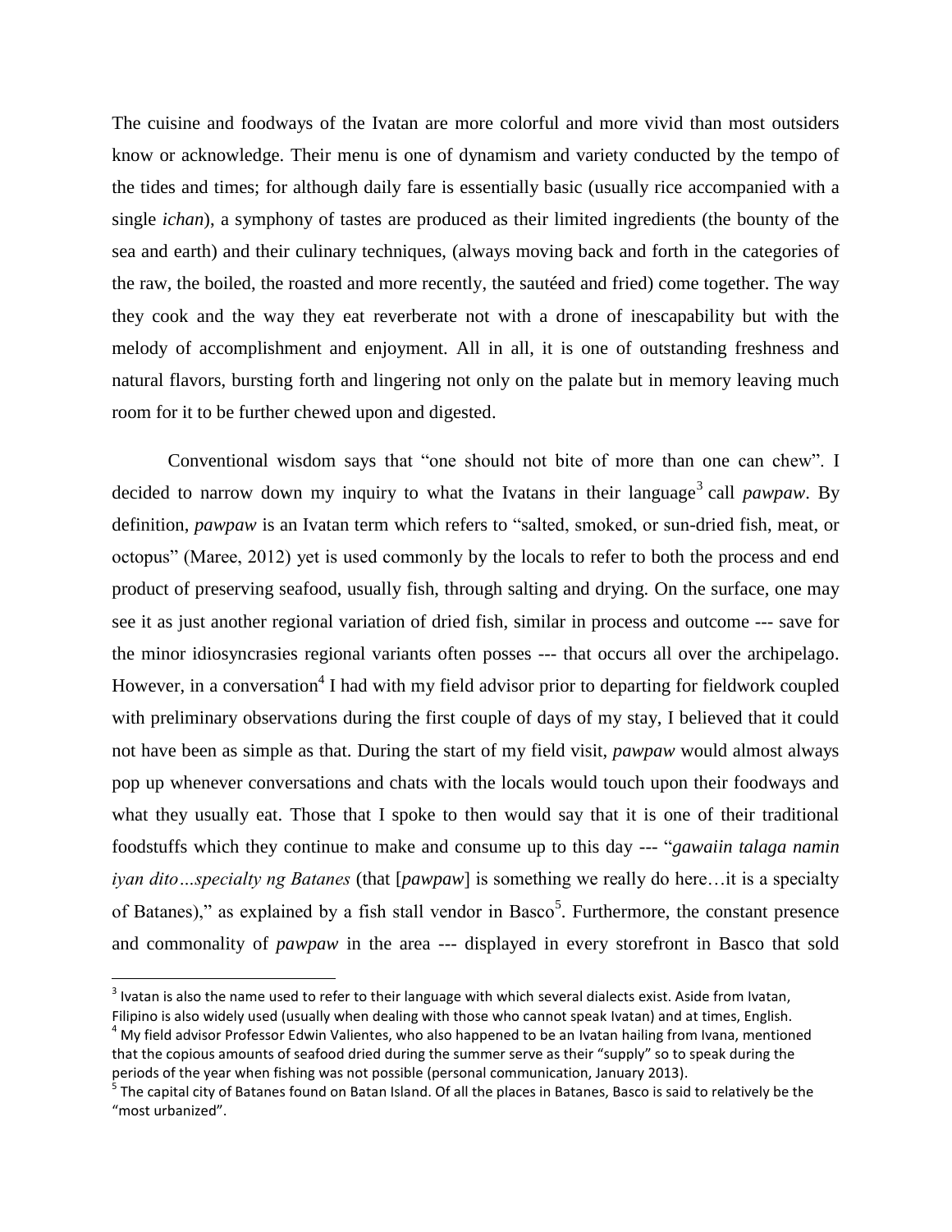The cuisine and foodways of the Ivatan are more colorful and more vivid than most outsiders know or acknowledge. Their menu is one of dynamism and variety conducted by the tempo of the tides and times; for although daily fare is essentially basic (usually rice accompanied with a single *ichan*), a symphony of tastes are produced as their limited ingredients (the bounty of the sea and earth) and their culinary techniques, (always moving back and forth in the categories of the raw, the boiled, the roasted and more recently, the sautéed and fried) come together. The way they cook and the way they eat reverberate not with a drone of inescapability but with the melody of accomplishment and enjoyment. All in all, it is one of outstanding freshness and natural flavors, bursting forth and lingering not only on the palate but in memory leaving much room for it to be further chewed upon and digested.

Conventional wisdom says that "one should not bite of more than one can chew". I decided to narrow down my inquiry to what the Ivatan*s* in their language[3] call *pawpaw*. By definition, *pawpaw* is an Ivatan term which refers to "salted, smoked, or sun-dried fish, meat, or octopus" (Maree, 2012) yet is used commonly by the locals to refer to both the process and end product of preserving seafood, usually fish, through salting and drying. On the surface, one may see it as just another regional variation of dried fish, similar in process and outcome --- save for the minor idiosyncrasies regional variants often posses --- that occurs all over the archipelago. However, in a conversation[4] I had with my field advisor prior to departing for fieldwork coupled with preliminary observations during the first couple of days of my stay, I believed that it could not have been as simple as that. During the start of my field visit, *pawpaw* would almost always pop up whenever conversations and chats with the locals would touch upon their foodways and what they usually eat. Those that I spoke to then would say that it is one of their traditional foodstuffs which they continue to make and consume up to this day --- "*gawaiin talaga namin iyan dito…specialty ng Batanes* (that [*pawpaw*] is something we really do here…it is a specialty of Batanes)," as explained by a fish stall vendor in Basco[5]. Furthermore, the constant presence and commonality of *pawpaw* in the area --- displayed in every storefront in Basco that sold

---

[3] Ivatan is also the name used to refer to their language with which several dialects exist. Aside from Ivatan, Filipino is also widely used (usually when dealing with those who cannot speak Ivatan) and at times, English.

[4] My field advisor Professor Edwin Valientes, who also happened to be an Ivatan hailing from Ivana, mentioned that the copious amounts of seafood dried during the summer serve as their "supply" so to speak during the periods of the year when fishing was not possible (personal communication, January 2013).

[5] The capital city of Batanes found on Batan Island. Of all the places in Batanes, Basco is said to relatively be the "most urbanized".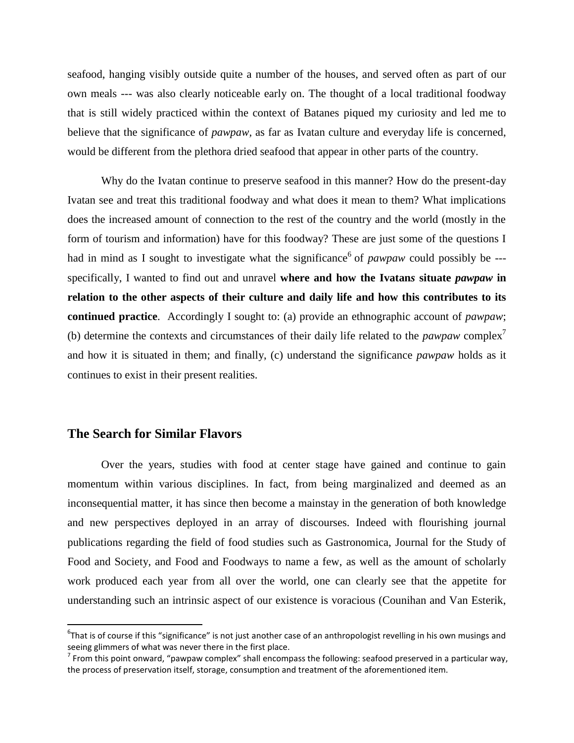seafood, hanging visibly outside quite a number of the houses, and served often as part of our own meals --- was also clearly noticeable early on. The thought of a local traditional foodway that is still widely practiced within the context of Batanes piqued my curiosity and led me to believe that the significance of *pawpaw*, as far as Ivatan culture and everyday life is concerned, would be different from the plethora dried seafood that appear in other parts of the country.

Why do the Ivatan continue to preserve seafood in this manner? How do the present-day Ivatan see and treat this traditional foodway and what does it mean to them? What implications does the increased amount of connection to the rest of the country and the world (mostly in the form of tourism and information) have for this foodway? These are just some of the questions I had in mind as I sought to investigate what the significance[6] of *pawpaw* could possibly be --- specifically, I wanted to find out and unravel **where and how the Ivatan*s* situate *pawpaw* in relation to the other aspects of their culture and daily life and how this contributes to its continued practice**. Accordingly I sought to: (a) provide an ethnographic account of *pawpaw*; (b) determine the contexts and circumstances of their daily life related to the *pawpaw* complex[7] and how it is situated in them; and finally, (c) understand the significance *pawpaw* holds as it continues to exist in their present realities.

## The Search for Similar Flavors

Over the years, studies with food at center stage have gained and continue to gain momentum within various disciplines. In fact, from being marginalized and deemed as an inconsequential matter, it has since then become a mainstay in the generation of both knowledge and new perspectives deployed in an array of discourses. Indeed with flourishing journal publications regarding the field of food studies such as Gastronomica, Journal for the Study of Food and Society, and Food and Foodways to name a few, as well as the amount of scholarly work produced each year from all over the world, one can clearly see that the appetite for understanding such an intrinsic aspect of our existence is voracious (Counihan and Van Esterik,

---

[6] That is of course if this "significance" is not just another case of an anthropologist revelling in his own musings and seeing glimmers of what was never there in the first place.

[7] From this point onward, "pawpaw complex" shall encompass the following: seafood preserved in a particular way, the process of preservation itself, storage, consumption and treatment of the aforementioned item.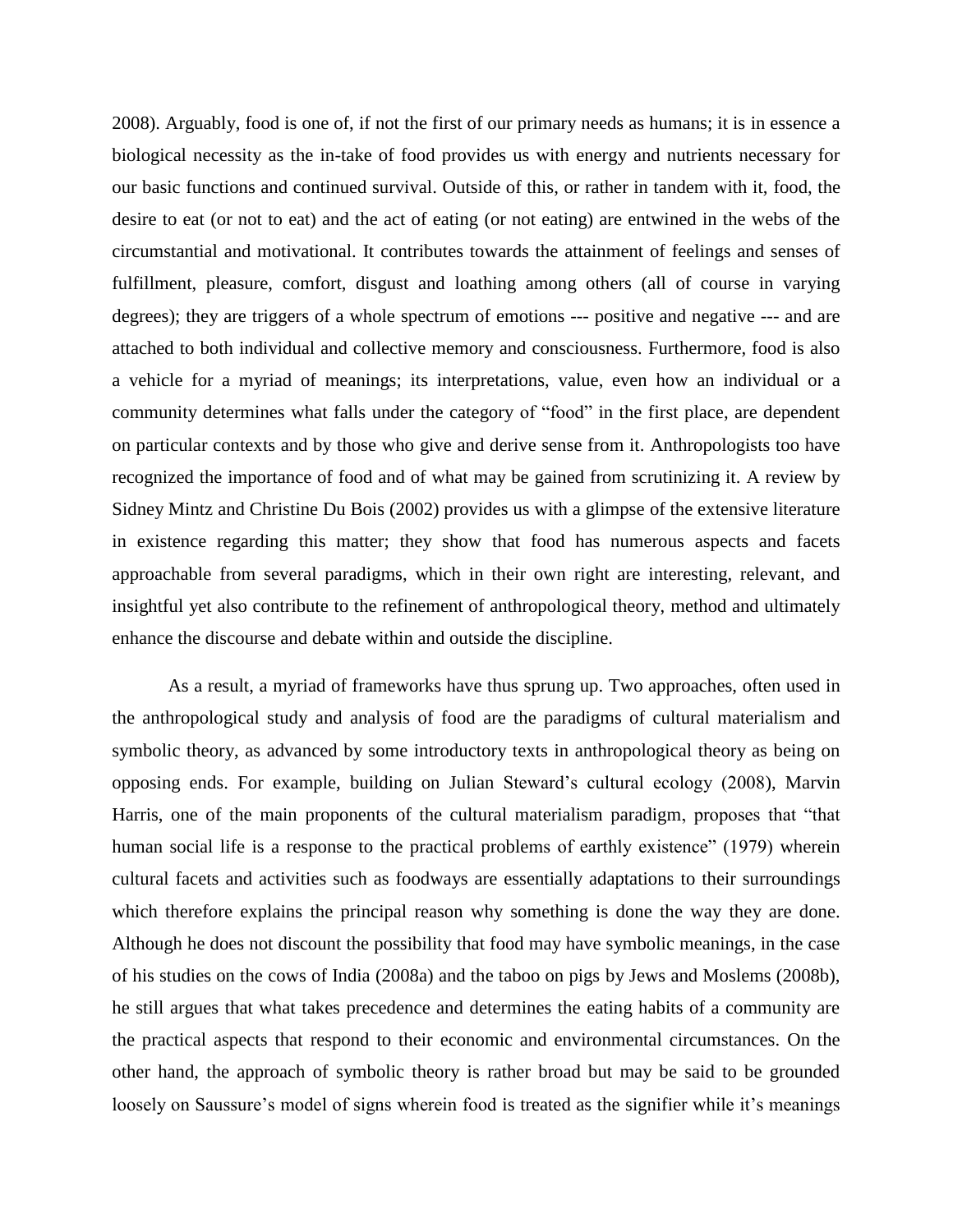2008). Arguably, food is one of, if not the first of our primary needs as humans; it is in essence a biological necessity as the in-take of food provides us with energy and nutrients necessary for our basic functions and continued survival. Outside of this, or rather in tandem with it, food, the desire to eat (or not to eat) and the act of eating (or not eating) are entwined in the webs of the circumstantial and motivational. It contributes towards the attainment of feelings and senses of fulfillment, pleasure, comfort, disgust and loathing among others (all of course in varying degrees); they are triggers of a whole spectrum of emotions --- positive and negative --- and are attached to both individual and collective memory and consciousness. Furthermore, food is also a vehicle for a myriad of meanings; its interpretations, value, even how an individual or a community determines what falls under the category of "food" in the first place, are dependent on particular contexts and by those who give and derive sense from it. Anthropologists too have recognized the importance of food and of what may be gained from scrutinizing it. A review by Sidney Mintz and Christine Du Bois (2002) provides us with a glimpse of the extensive literature in existence regarding this matter; they show that food has numerous aspects and facets approachable from several paradigms, which in their own right are interesting, relevant, and insightful yet also contribute to the refinement of anthropological theory, method and ultimately enhance the discourse and debate within and outside the discipline.

As a result, a myriad of frameworks have thus sprung up. Two approaches, often used in the anthropological study and analysis of food are the paradigms of cultural materialism and symbolic theory, as advanced by some introductory texts in anthropological theory as being on opposing ends. For example, building on Julian Steward's cultural ecology (2008), Marvin Harris, one of the main proponents of the cultural materialism paradigm, proposes that "that human social life is a response to the practical problems of earthly existence" (1979) wherein cultural facets and activities such as foodways are essentially adaptations to their surroundings which therefore explains the principal reason why something is done the way they are done. Although he does not discount the possibility that food may have symbolic meanings, in the case of his studies on the cows of India (2008a) and the taboo on pigs by Jews and Moslems (2008b), he still argues that what takes precedence and determines the eating habits of a community are the practical aspects that respond to their economic and environmental circumstances. On the other hand, the approach of symbolic theory is rather broad but may be said to be grounded loosely on Saussure's model of signs wherein food is treated as the signifier while it's meanings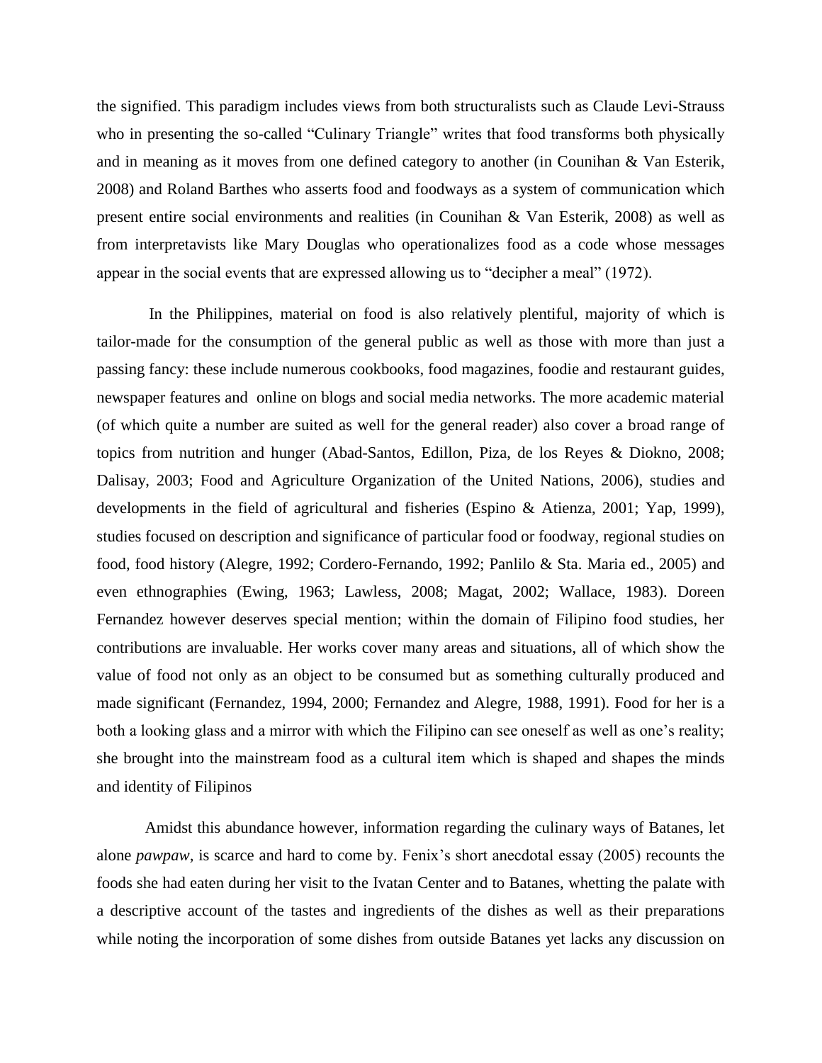the signified. This paradigm includes views from both structuralists such as Claude Levi-Strauss who in presenting the so-called "Culinary Triangle" writes that food transforms both physically and in meaning as it moves from one defined category to another (in Counihan & Van Esterik, 2008) and Roland Barthes who asserts food and foodways as a system of communication which present entire social environments and realities (in Counihan & Van Esterik, 2008) as well as from interpretavists like Mary Douglas who operationalizes food as a code whose messages appear in the social events that are expressed allowing us to "decipher a meal" (1972).

In the Philippines, material on food is also relatively plentiful, majority of which is tailor-made for the consumption of the general public as well as those with more than just a passing fancy: these include numerous cookbooks, food magazines, foodie and restaurant guides, newspaper features and online on blogs and social media networks. The more academic material (of which quite a number are suited as well for the general reader) also cover a broad range of topics from nutrition and hunger (Abad-Santos, Edillon, Piza, de los Reyes & Diokno, 2008; Dalisay, 2003; Food and Agriculture Organization of the United Nations, 2006), studies and developments in the field of agricultural and fisheries (Espino & Atienza, 2001; Yap, 1999), studies focused on description and significance of particular food or foodway, regional studies on food, food history (Alegre, 1992; Cordero-Fernando, 1992; Panlilo & Sta. Maria ed., 2005) and even ethnographies (Ewing, 1963; Lawless, 2008; Magat, 2002; Wallace, 1983). Doreen Fernandez however deserves special mention; within the domain of Filipino food studies, her contributions are invaluable. Her works cover many areas and situations, all of which show the value of food not only as an object to be consumed but as something culturally produced and made significant (Fernandez, 1994, 2000; Fernandez and Alegre, 1988, 1991). Food for her is a both a looking glass and a mirror with which the Filipino can see oneself as well as one's reality; she brought into the mainstream food as a cultural item which is shaped and shapes the minds and identity of Filipinos

Amidst this abundance however, information regarding the culinary ways of Batanes, let alone *pawpaw*, is scarce and hard to come by. Fenix's short anecdotal essay (2005) recounts the foods she had eaten during her visit to the Ivatan Center and to Batanes, whetting the palate with a descriptive account of the tastes and ingredients of the dishes as well as their preparations while noting the incorporation of some dishes from outside Batanes yet lacks any discussion on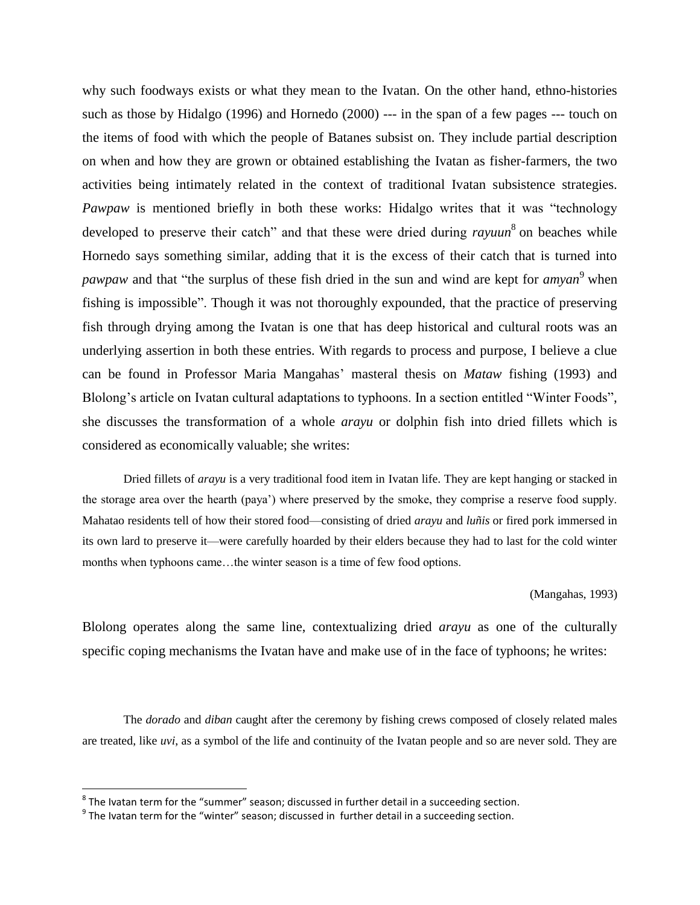why such foodways exists or what they mean to the Ivatan. On the other hand, ethno-histories such as those by Hidalgo (1996) and Hornedo (2000) --- in the span of a few pages --- touch on the items of food with which the people of Batanes subsist on. They include partial description on when and how they are grown or obtained establishing the Ivatan as fisher-farmers, the two activities being intimately related in the context of traditional Ivatan subsistence strategies. *Pawpaw* is mentioned briefly in both these works: Hidalgo writes that it was "technology developed to preserve their catch" and that these were dried during *rayuun*[8] on beaches while Hornedo says something similar, adding that it is the excess of their catch that is turned into *pawpaw* and that "the surplus of these fish dried in the sun and wind are kept for *amyan*[9] when fishing is impossible". Though it was not thoroughly expounded, that the practice of preserving fish through drying among the Ivatan is one that has deep historical and cultural roots was an underlying assertion in both these entries. With regards to process and purpose, I believe a clue can be found in Professor Maria Mangahas' masteral thesis on *Mataw* fishing (1993) and Blolong's article on Ivatan cultural adaptations to typhoons. In a section entitled "Winter Foods", she discusses the transformation of a whole *arayu* or dolphin fish into dried fillets which is considered as economically valuable; she writes:

> Dried fillets of *arayu* is a very traditional food item in Ivatan life. They are kept hanging or stacked in the storage area over the hearth (paya') where preserved by the smoke, they comprise a reserve food supply. Mahatao residents tell of how their stored food—consisting of dried *arayu* and *luñis* or fired pork immersed in its own lard to preserve it—were carefully hoarded by their elders because they had to last for the cold winter months when typhoons came…the winter season is a time of few food options.
>
> (Mangahas, 1993)

Blolong operates along the same line, contextualizing dried *arayu* as one of the culturally specific coping mechanisms the Ivatan have and make use of in the face of typhoons; he writes:

> The *dorado* and *diban* caught after the ceremony by fishing crews composed of closely related males are treated, like *uvi*, as a symbol of the life and continuity of the Ivatan people and so are never sold. They are

---

[8] The Ivatan term for the "summer" season; discussed in further detail in a succeeding section.

[9] The Ivatan term for the "winter" season; discussed in further detail in a succeeding section.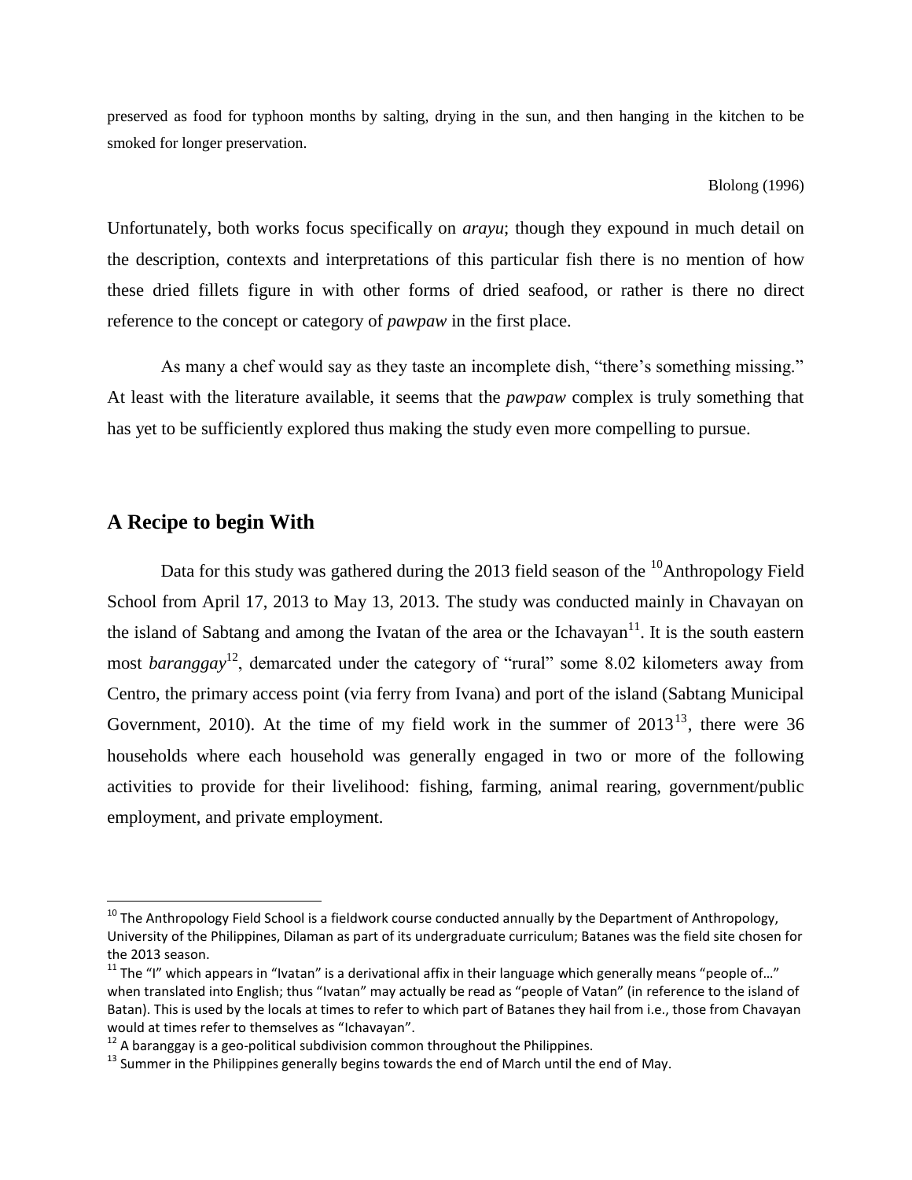preserved as food for typhoon months by salting, drying in the sun, and then hanging in the kitchen to be smoked for longer preservation.

Blolong (1996)

Unfortunately, both works focus specifically on *arayu*; though they expound in much detail on the description, contexts and interpretations of this particular fish there is no mention of how these dried fillets figure in with other forms of dried seafood, or rather is there no direct reference to the concept or category of *pawpaw* in the first place.

As many a chef would say as they taste an incomplete dish, "there's something missing." At least with the literature available, it seems that the *pawpaw* complex is truly something that has yet to be sufficiently explored thus making the study even more compelling to pursue.

## A Recipe to begin With

Data for this study was gathered during the 2013 field season of the [10]Anthropology Field School from April 17, 2013 to May 13, 2013. The study was conducted mainly in Chavayan on the island of Sabtang and among the Ivatan of the area or the Ichavayan[11]. It is the south eastern most *baranggay*[12], demarcated under the category of "rural" some 8.02 kilometers away from Centro, the primary access point (via ferry from Ivana) and port of the island (Sabtang Municipal Government, 2010). At the time of my field work in the summer of 2013[13], there were 36 households where each household was generally engaged in two or more of the following activities to provide for their livelihood: fishing, farming, animal rearing, government/public employment, and private employment.

---

[10] The Anthropology Field School is a fieldwork course conducted annually by the Department of Anthropology, University of the Philippines, Dilaman as part of its undergraduate curriculum; Batanes was the field site chosen for the 2013 season.

[11] The "I" which appears in "Ivatan" is a derivational affix in their language which generally means "people of…" when translated into English; thus "Ivatan" may actually be read as "people of Vatan" (in reference to the island of Batan). This is used by the locals at times to refer to which part of Batanes they hail from i.e., those from Chavayan would at times refer to themselves as "Ichavayan".

[12] A baranggay is a geo-political subdivision common throughout the Philippines.

[13] Summer in the Philippines generally begins towards the end of March until the end of May.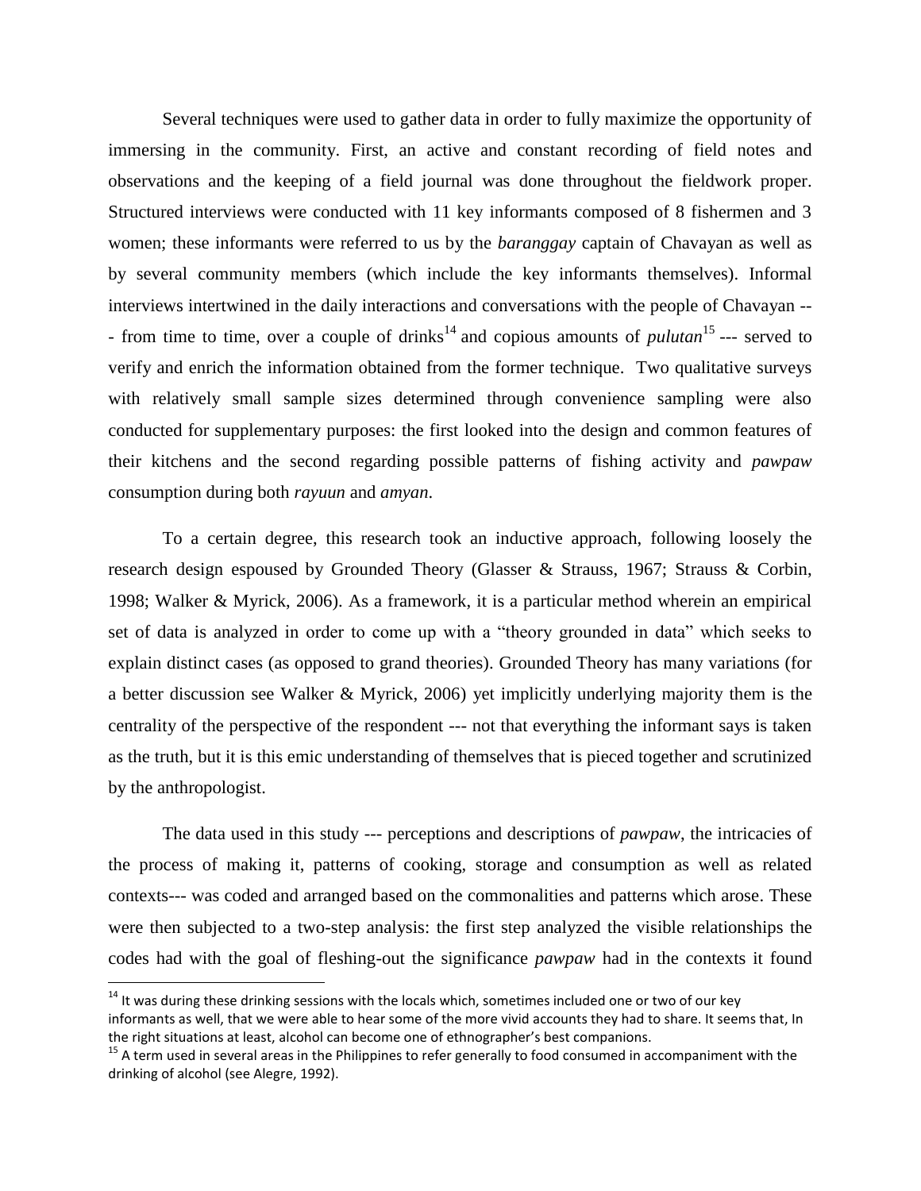Several techniques were used to gather data in order to fully maximize the opportunity of immersing in the community. First, an active and constant recording of field notes and observations and the keeping of a field journal was done throughout the fieldwork proper. Structured interviews were conducted with 11 key informants composed of 8 fishermen and 3 women; these informants were referred to us by the *baranggay* captain of Chavayan as well as by several community members (which include the key informants themselves). Informal interviews intertwined in the daily interactions and conversations with the people of Chavayan --- from time to time, over a couple of drinks[14] and copious amounts of *pulutan*[15] --- served to verify and enrich the information obtained from the former technique. Two qualitative surveys with relatively small sample sizes determined through convenience sampling were also conducted for supplementary purposes: the first looked into the design and common features of their kitchens and the second regarding possible patterns of fishing activity and *pawpaw* consumption during both *rayuun* and *amyan*.

To a certain degree, this research took an inductive approach, following loosely the research design espoused by Grounded Theory (Glasser & Strauss, 1967; Strauss & Corbin, 1998; Walker & Myrick, 2006). As a framework, it is a particular method wherein an empirical set of data is analyzed in order to come up with a "theory grounded in data" which seeks to explain distinct cases (as opposed to grand theories). Grounded Theory has many variations (for a better discussion see Walker & Myrick, 2006) yet implicitly underlying majority them is the centrality of the perspective of the respondent --- not that everything the informant says is taken as the truth, but it is this emic understanding of themselves that is pieced together and scrutinized by the anthropologist.

The data used in this study --- perceptions and descriptions of *pawpaw*, the intricacies of the process of making it, patterns of cooking, storage and consumption as well as related contexts--- was coded and arranged based on the commonalities and patterns which arose. These were then subjected to a two-step analysis: the first step analyzed the visible relationships the codes had with the goal of fleshing-out the significance *pawpaw* had in the contexts it found

---

[14] It was during these drinking sessions with the locals which, sometimes included one or two of our key informants as well, that we were able to hear some of the more vivid accounts they had to share. It seems that, In the right situations at least, alcohol can become one of ethnographer's best companions.

[15] A term used in several areas in the Philippines to refer generally to food consumed in accompaniment with the drinking of alcohol (see Alegre, 1992).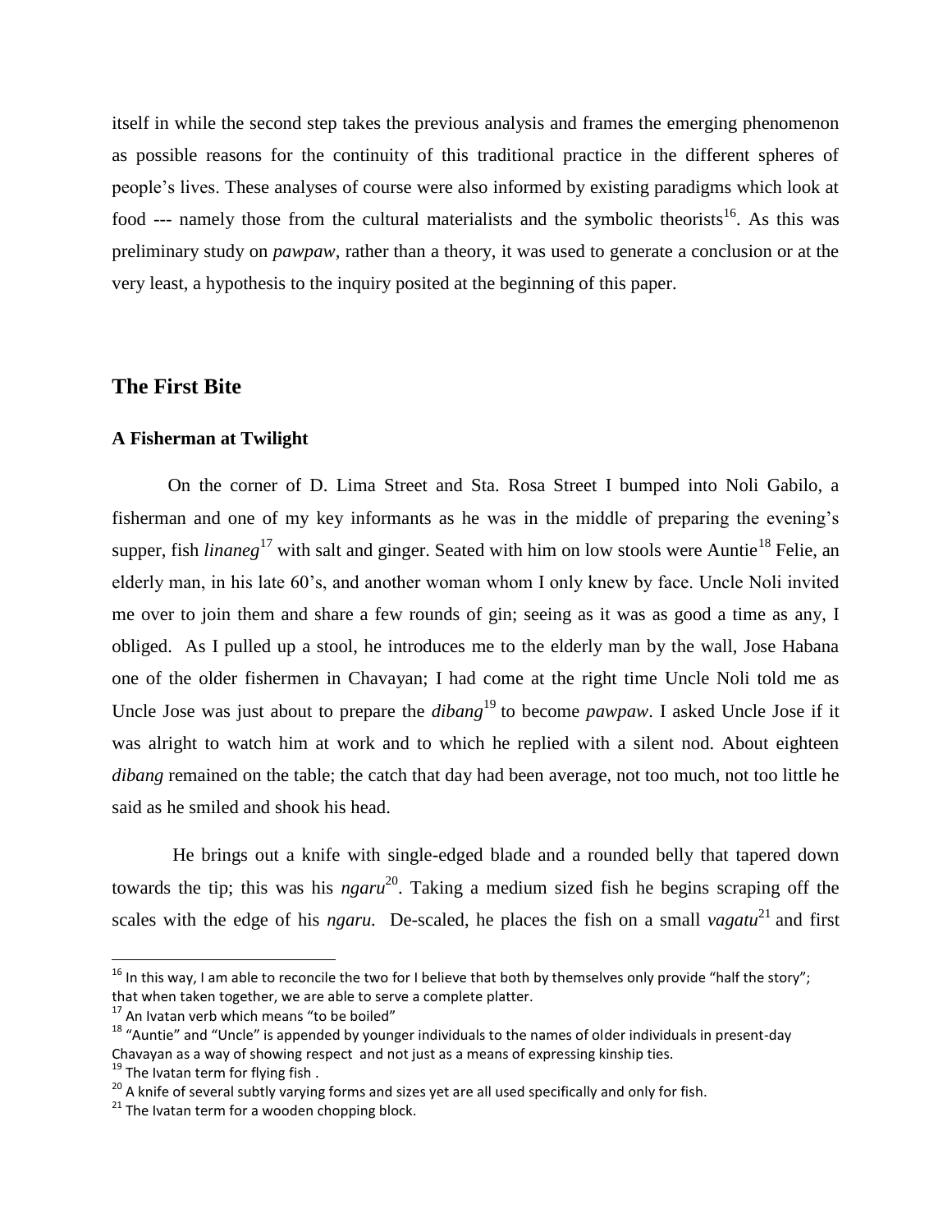itself in while the second step takes the previous analysis and frames the emerging phenomenon as possible reasons for the continuity of this traditional practice in the different spheres of people's lives. These analyses of course were also informed by existing paradigms which look at food --- namely those from the cultural materialists and the symbolic theorists[16]. As this was preliminary study on *pawpaw*, rather than a theory, it was used to generate a conclusion or at the very least, a hypothesis to the inquiry posited at the beginning of this paper.

## The First Bite

### A Fisherman at Twilight

On the corner of D. Lima Street and Sta. Rosa Street I bumped into Noli Gabilo, a fisherman and one of my key informants as he was in the middle of preparing the evening's supper, fish *linaneg*[17] with salt and ginger. Seated with him on low stools were Auntie[18] Felie, an elderly man, in his late 60's, and another woman whom I only knew by face. Uncle Noli invited me over to join them and share a few rounds of gin; seeing as it was as good a time as any, I obliged. As I pulled up a stool, he introduces me to the elderly man by the wall, Jose Habana one of the older fishermen in Chavayan; I had come at the right time Uncle Noli told me as Uncle Jose was just about to prepare the *dibang*[19] to become *pawpaw*. I asked Uncle Jose if it was alright to watch him at work and to which he replied with a silent nod. About eighteen *dibang* remained on the table; the catch that day had been average, not too much, not too little he said as he smiled and shook his head.

He brings out a knife with single-edged blade and a rounded belly that tapered down towards the tip; this was his *ngaru*[20]. Taking a medium sized fish he begins scraping off the scales with the edge of his *ngaru.* De-scaled, he places the fish on a small *vagatu*[21] and first

[16] In this way, I am able to reconcile the two for I believe that both by themselves only provide "half the story"; that when taken together, we are able to serve a complete platter.

[17] An Ivatan verb which means "to be boiled"

[18] "Auntie" and "Uncle" is appended by younger individuals to the names of older individuals in present-day Chavayan as a way of showing respect and not just as a means of expressing kinship ties.

[19] The Ivatan term for flying fish .

[20] A knife of several subtly varying forms and sizes yet are all used specifically and only for fish.

[21] The Ivatan term for a wooden chopping block.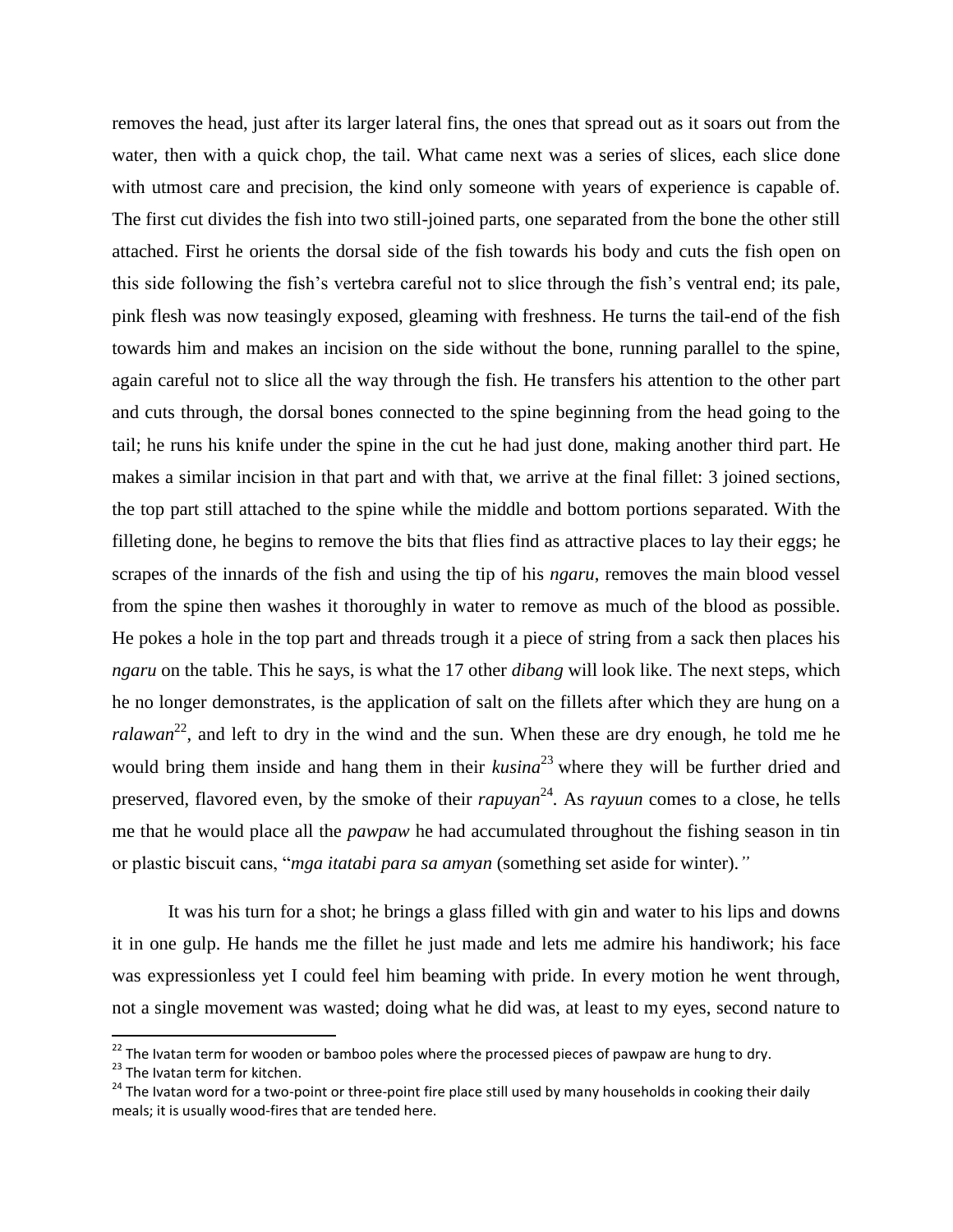removes the head, just after its larger lateral fins, the ones that spread out as it soars out from the water, then with a quick chop, the tail. What came next was a series of slices, each slice done with utmost care and precision, the kind only someone with years of experience is capable of. The first cut divides the fish into two still-joined parts, one separated from the bone the other still attached. First he orients the dorsal side of the fish towards his body and cuts the fish open on this side following the fish's vertebra careful not to slice through the fish's ventral end; its pale, pink flesh was now teasingly exposed, gleaming with freshness. He turns the tail-end of the fish towards him and makes an incision on the side without the bone, running parallel to the spine, again careful not to slice all the way through the fish. He transfers his attention to the other part and cuts through, the dorsal bones connected to the spine beginning from the head going to the tail; he runs his knife under the spine in the cut he had just done, making another third part. He makes a similar incision in that part and with that, we arrive at the final fillet: 3 joined sections, the top part still attached to the spine while the middle and bottom portions separated. With the filleting done, he begins to remove the bits that flies find as attractive places to lay their eggs; he scrapes of the innards of the fish and using the tip of his *ngaru*, removes the main blood vessel from the spine then washes it thoroughly in water to remove as much of the blood as possible. He pokes a hole in the top part and threads trough it a piece of string from a sack then places his *ngaru* on the table. This he says, is what the 17 other *dibang* will look like. The next steps, which he no longer demonstrates, is the application of salt on the fillets after which they are hung on a *ralawan*[22], and left to dry in the wind and the sun. When these are dry enough, he told me he would bring them inside and hang them in their *kusina*[23] where they will be further dried and preserved, flavored even, by the smoke of their *rapuyan*[24]. As *rayuun* comes to a close, he tells me that he would place all the *pawpaw* he had accumulated throughout the fishing season in tin or plastic biscuit cans, "*mga itatabi para sa amyan* (something set aside for winter)."

It was his turn for a shot; he brings a glass filled with gin and water to his lips and downs it in one gulp. He hands me the fillet he just made and lets me admire his handiwork; his face was expressionless yet I could feel him beaming with pride. In every motion he went through, not a single movement was wasted; doing what he did was, at least to my eyes, second nature to

---

[22] The Ivatan term for wooden or bamboo poles where the processed pieces of pawpaw are hung to dry.

[23] The Ivatan term for kitchen.

[24] The Ivatan word for a two-point or three-point fire place still used by many households in cooking their daily meals; it is usually wood-fires that are tended here.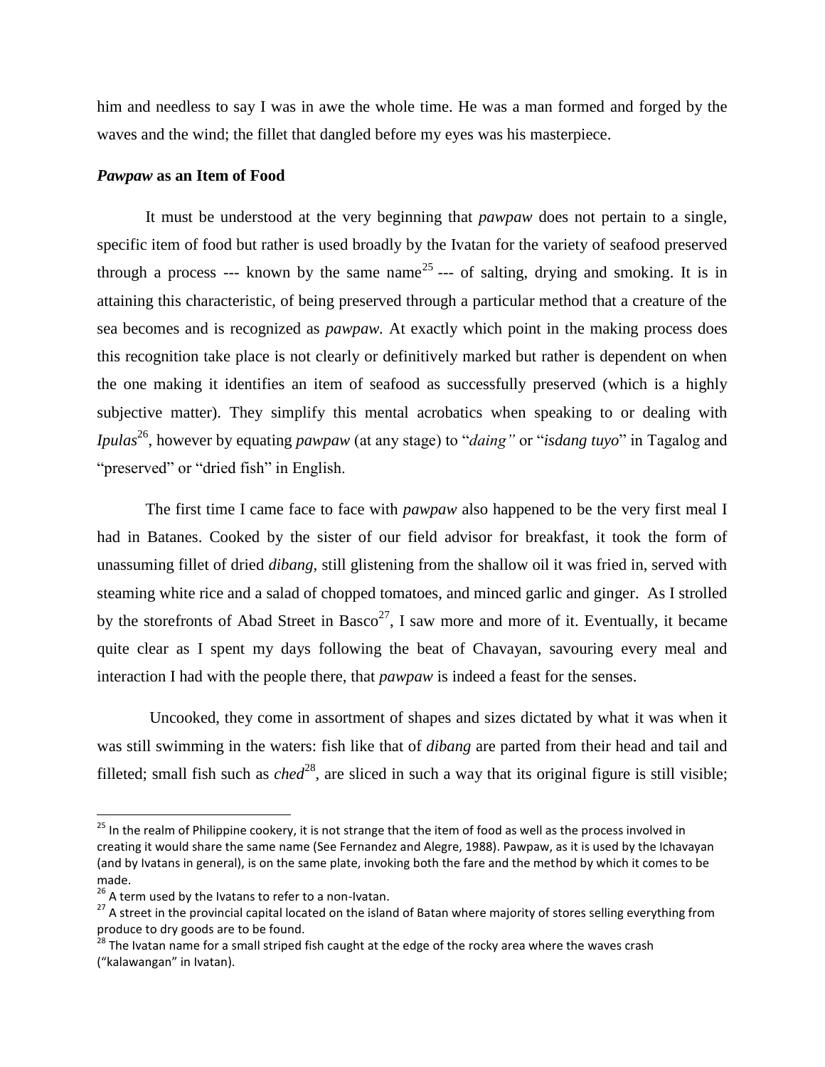him and needless to say I was in awe the whole time. He was a man formed and forged by the waves and the wind; the fillet that dangled before my eyes was his masterpiece.

### *Pawpaw* as an Item of Food

It must be understood at the very beginning that *pawpaw* does not pertain to a single, specific item of food but rather is used broadly by the Ivatan for the variety of seafood preserved through a process --- known by the same name[25] --- of salting, drying and smoking. It is in attaining this characteristic, of being preserved through a particular method that a creature of the sea becomes and is recognized as *pawpaw*. At exactly which point in the making process does this recognition take place is not clearly or definitively marked but rather is dependent on when the one making it identifies an item of seafood as successfully preserved (which is a highly subjective matter). They simplify this mental acrobatics when speaking to or dealing with *Ipulas*[26], however by equating *pawpaw* (at any stage) to "*daing"* or "*isdang tuyo*" in Tagalog and "preserved" or "dried fish" in English.

The first time I came face to face with *pawpaw* also happened to be the very first meal I had in Batanes. Cooked by the sister of our field advisor for breakfast, it took the form of unassuming fillet of dried *dibang*, still glistening from the shallow oil it was fried in, served with steaming white rice and a salad of chopped tomatoes, and minced garlic and ginger. As I strolled by the storefronts of Abad Street in Basco[27], I saw more and more of it. Eventually, it became quite clear as I spent my days following the beat of Chavayan, savouring every meal and interaction I had with the people there, that *pawpaw* is indeed a feast for the senses.

Uncooked, they come in assortment of shapes and sizes dictated by what it was when it was still swimming in the waters: fish like that of *dibang* are parted from their head and tail and filleted; small fish such as *ched*[28], are sliced in such a way that its original figure is still visible;

---

[25] In the realm of Philippine cookery, it is not strange that the item of food as well as the process involved in creating it would share the same name (See Fernandez and Alegre, 1988). Pawpaw, as it is used by the Ichavayan (and by Ivatans in general), is on the same plate, invoking both the fare and the method by which it comes to be made.

[26] A term used by the Ivatans to refer to a non-Ivatan.

[27] A street in the provincial capital located on the island of Batan where majority of stores selling everything from produce to dry goods are to be found.

[28] The Ivatan name for a small striped fish caught at the edge of the rocky area where the waves crash ("kalawangan" in Ivatan).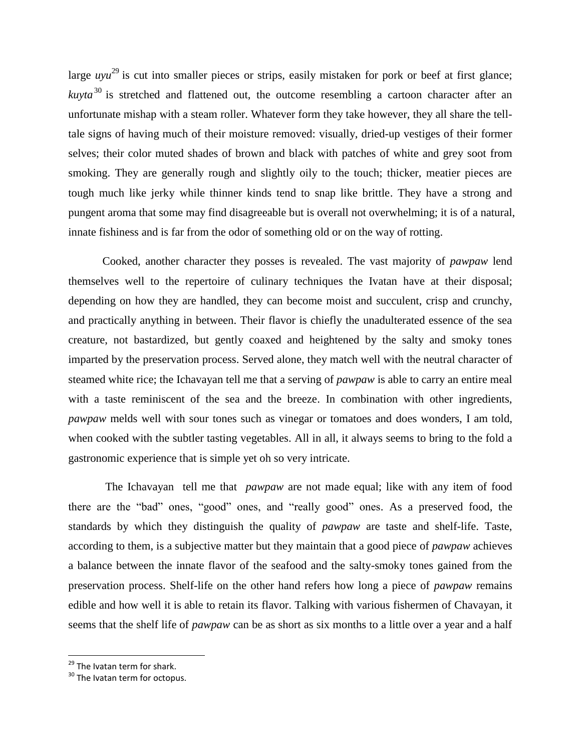large *uyu*[29] is cut into smaller pieces or strips, easily mistaken for pork or beef at first glance; *kuyta*[30] is stretched and flattened out, the outcome resembling a cartoon character after an unfortunate mishap with a steam roller. Whatever form they take however, they all share the tell-tale signs of having much of their moisture removed: visually, dried-up vestiges of their former selves; their color muted shades of brown and black with patches of white and grey soot from smoking. They are generally rough and slightly oily to the touch; thicker, meatier pieces are tough much like jerky while thinner kinds tend to snap like brittle. They have a strong and pungent aroma that some may find disagreeable but is overall not overwhelming; it is of a natural, innate fishiness and is far from the odor of something old or on the way of rotting.

Cooked, another character they posses is revealed. The vast majority of *pawpaw* lend themselves well to the repertoire of culinary techniques the Ivatan have at their disposal; depending on how they are handled, they can become moist and succulent, crisp and crunchy, and practically anything in between. Their flavor is chiefly the unadulterated essence of the sea creature, not bastardized, but gently coaxed and heightened by the salty and smoky tones imparted by the preservation process. Served alone, they match well with the neutral character of steamed white rice; the Ichavayan tell me that a serving of *pawpaw* is able to carry an entire meal with a taste reminiscent of the sea and the breeze. In combination with other ingredients, *pawpaw* melds well with sour tones such as vinegar or tomatoes and does wonders, I am told, when cooked with the subtler tasting vegetables. All in all, it always seems to bring to the fold a gastronomic experience that is simple yet oh so very intricate.

The Ichavayan tell me that *pawpaw* are not made equal; like with any item of food there are the "bad" ones, "good" ones, and "really good" ones. As a preserved food, the standards by which they distinguish the quality of *pawpaw* are taste and shelf-life. Taste, according to them, is a subjective matter but they maintain that a good piece of *pawpaw* achieves a balance between the innate flavor of the seafood and the salty-smoky tones gained from the preservation process. Shelf-life on the other hand refers how long a piece of *pawpaw* remains edible and how well it is able to retain its flavor. Talking with various fishermen of Chavayan, it seems that the shelf life of *pawpaw* can be as short as six months to a little over a year and a half

---

[29] The Ivatan term for shark.

[30] The Ivatan term for octopus.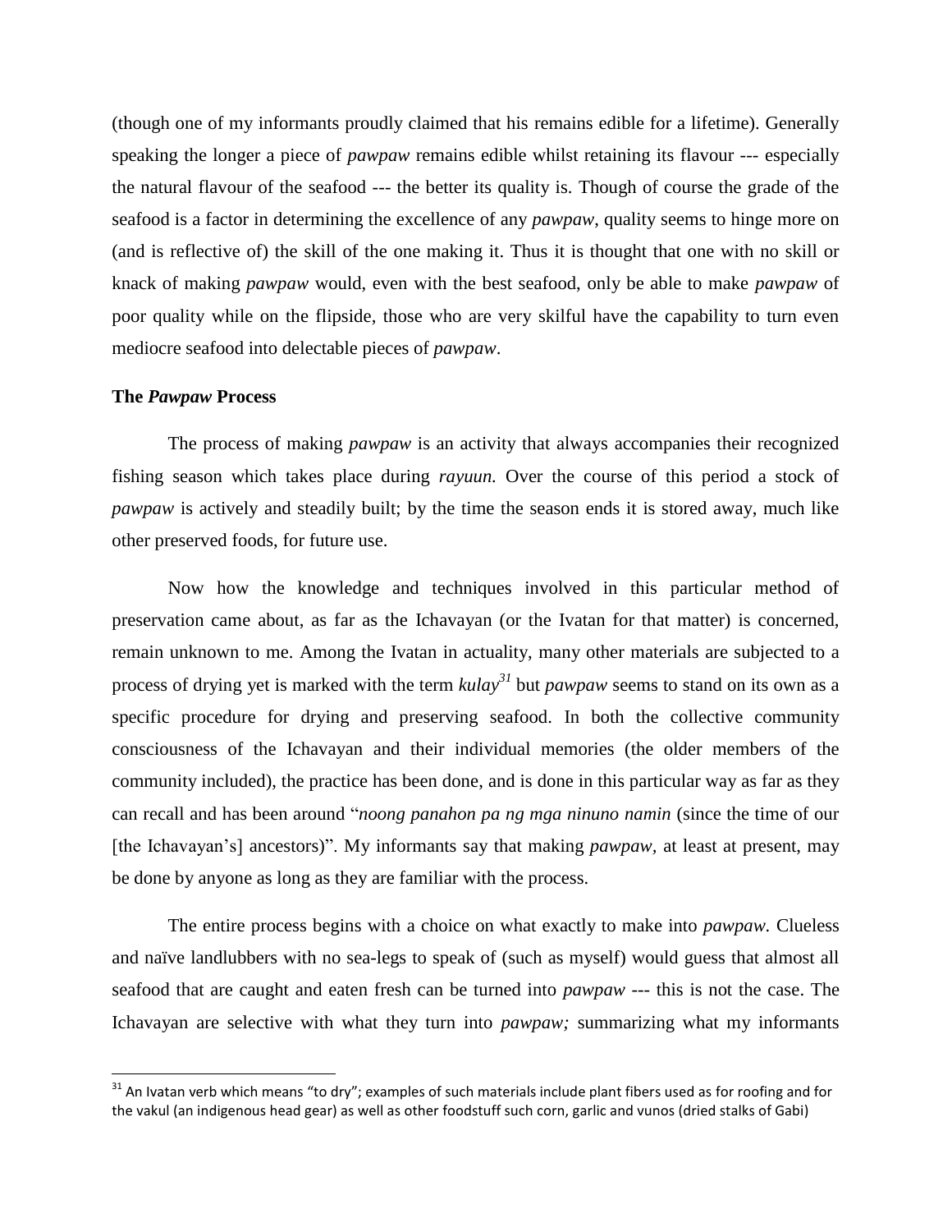(though one of my informants proudly claimed that his remains edible for a lifetime). Generally speaking the longer a piece of *pawpaw* remains edible whilst retaining its flavour --- especially the natural flavour of the seafood --- the better its quality is. Though of course the grade of the seafood is a factor in determining the excellence of any *pawpaw*, quality seems to hinge more on (and is reflective of) the skill of the one making it. Thus it is thought that one with no skill or knack of making *pawpaw* would, even with the best seafood, only be able to make *pawpaw* of poor quality while on the flipside, those who are very skilful have the capability to turn even mediocre seafood into delectable pieces of *pawpaw*.

### The *Pawpaw* Process

The process of making *pawpaw* is an activity that always accompanies their recognized fishing season which takes place during *rayuun.* Over the course of this period a stock of *pawpaw* is actively and steadily built; by the time the season ends it is stored away, much like other preserved foods, for future use.

Now how the knowledge and techniques involved in this particular method of preservation came about, as far as the Ichavayan (or the Ivatan for that matter) is concerned, remain unknown to me. Among the Ivatan in actuality, many other materials are subjected to a process of drying yet is marked with the term *kulay*[31] but *pawpaw* seems to stand on its own as a specific procedure for drying and preserving seafood. In both the collective community consciousness of the Ichavayan and their individual memories (the older members of the community included), the practice has been done, and is done in this particular way as far as they can recall and has been around "*noong panahon pa ng mga ninuno namin* (since the time of our [the Ichavayan's] ancestors)". My informants say that making *pawpaw,* at least at present, may be done by anyone as long as they are familiar with the process.

The entire process begins with a choice on what exactly to make into *pawpaw.* Clueless and naïve landlubbers with no sea-legs to speak of (such as myself) would guess that almost all seafood that are caught and eaten fresh can be turned into *pawpaw* --- this is not the case. The Ichavayan are selective with what they turn into *pawpaw;* summarizing what my informants

---

[31] An Ivatan verb which means "to dry"; examples of such materials include plant fibers used as for roofing and for the vakul (an indigenous head gear) as well as other foodstuff such corn, garlic and vunos (dried stalks of Gabi)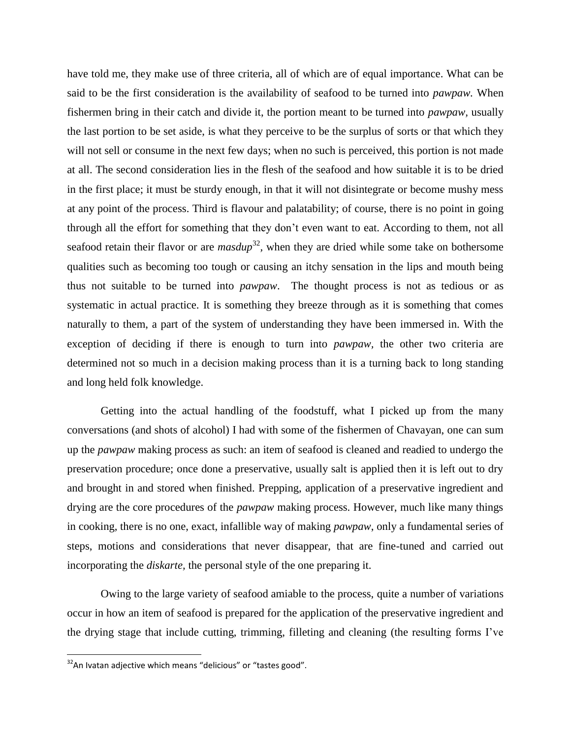have told me, they make use of three criteria, all of which are of equal importance. What can be said to be the first consideration is the availability of seafood to be turned into *pawpaw.* When fishermen bring in their catch and divide it, the portion meant to be turned into *pawpaw,* usually the last portion to be set aside, is what they perceive to be the surplus of sorts or that which they will not sell or consume in the next few days; when no such is perceived, this portion is not made at all. The second consideration lies in the flesh of the seafood and how suitable it is to be dried in the first place; it must be sturdy enough, in that it will not disintegrate or become mushy mess at any point of the process. Third is flavour and palatability; of course, there is no point in going through all the effort for something that they don't even want to eat. According to them, not all seafood retain their flavor or are *masdup*[32], when they are dried while some take on bothersome qualities such as becoming too tough or causing an itchy sensation in the lips and mouth being thus not suitable to be turned into *pawpaw*. The thought process is not as tedious or as systematic in actual practice. It is something they breeze through as it is something that comes naturally to them, a part of the system of understanding they have been immersed in. With the exception of deciding if there is enough to turn into *pawpaw,* the other two criteria are determined not so much in a decision making process than it is a turning back to long standing and long held folk knowledge.

Getting into the actual handling of the foodstuff, what I picked up from the many conversations (and shots of alcohol) I had with some of the fishermen of Chavayan, one can sum up the *pawpaw* making process as such: an item of seafood is cleaned and readied to undergo the preservation procedure; once done a preservative, usually salt is applied then it is left out to dry and brought in and stored when finished. Prepping, application of a preservative ingredient and drying are the core procedures of the *pawpaw* making process. However, much like many things in cooking, there is no one, exact, infallible way of making *pawpaw*, only a fundamental series of steps, motions and considerations that never disappear, that are fine-tuned and carried out incorporating the *diskarte,* the personal style of the one preparing it.

Owing to the large variety of seafood amiable to the process, quite a number of variations occur in how an item of seafood is prepared for the application of the preservative ingredient and the drying stage that include cutting, trimming, filleting and cleaning (the resulting forms I've

---

[32]An Ivatan adjective which means "delicious" or "tastes good".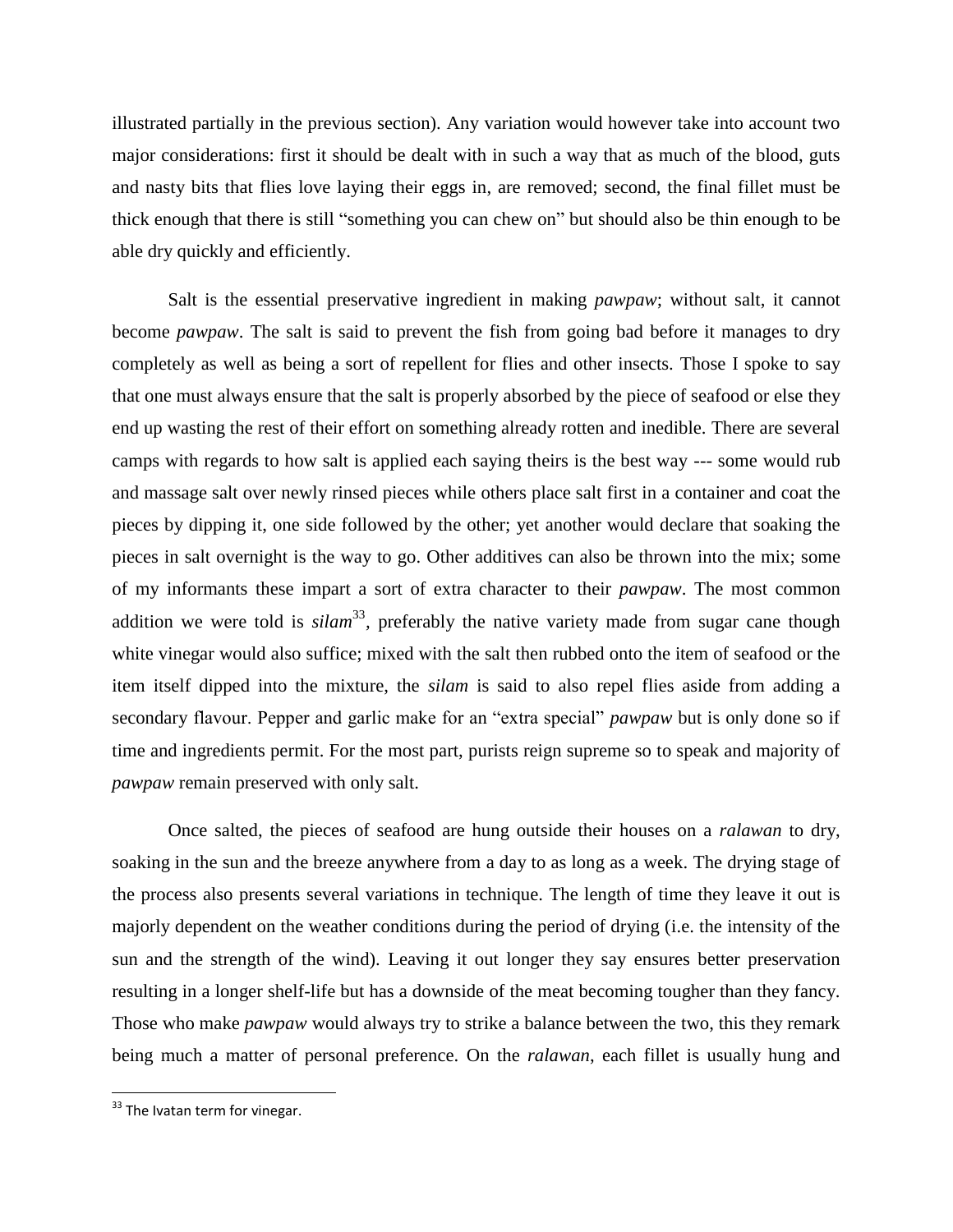illustrated partially in the previous section). Any variation would however take into account two major considerations: first it should be dealt with in such a way that as much of the blood, guts and nasty bits that flies love laying their eggs in, are removed; second, the final fillet must be thick enough that there is still "something you can chew on" but should also be thin enough to be able dry quickly and efficiently.

Salt is the essential preservative ingredient in making *pawpaw*; without salt, it cannot become *pawpaw*. The salt is said to prevent the fish from going bad before it manages to dry completely as well as being a sort of repellent for flies and other insects. Those I spoke to say that one must always ensure that the salt is properly absorbed by the piece of seafood or else they end up wasting the rest of their effort on something already rotten and inedible. There are several camps with regards to how salt is applied each saying theirs is the best way --- some would rub and massage salt over newly rinsed pieces while others place salt first in a container and coat the pieces by dipping it, one side followed by the other; yet another would declare that soaking the pieces in salt overnight is the way to go. Other additives can also be thrown into the mix; some of my informants these impart a sort of extra character to their *pawpaw*. The most common addition we were told is *silam*[33], preferably the native variety made from sugar cane though white vinegar would also suffice; mixed with the salt then rubbed onto the item of seafood or the item itself dipped into the mixture, the *silam* is said to also repel flies aside from adding a secondary flavour. Pepper and garlic make for an "extra special" *pawpaw* but is only done so if time and ingredients permit. For the most part, purists reign supreme so to speak and majority of *pawpaw* remain preserved with only salt.

Once salted, the pieces of seafood are hung outside their houses on a *ralawan* to dry, soaking in the sun and the breeze anywhere from a day to as long as a week. The drying stage of the process also presents several variations in technique. The length of time they leave it out is majorly dependent on the weather conditions during the period of drying (i.e. the intensity of the sun and the strength of the wind). Leaving it out longer they say ensures better preservation resulting in a longer shelf-life but has a downside of the meat becoming tougher than they fancy. Those who make *pawpaw* would always try to strike a balance between the two, this they remark being much a matter of personal preference. On the *ralawan*, each fillet is usually hung and

[33] The Ivatan term for vinegar.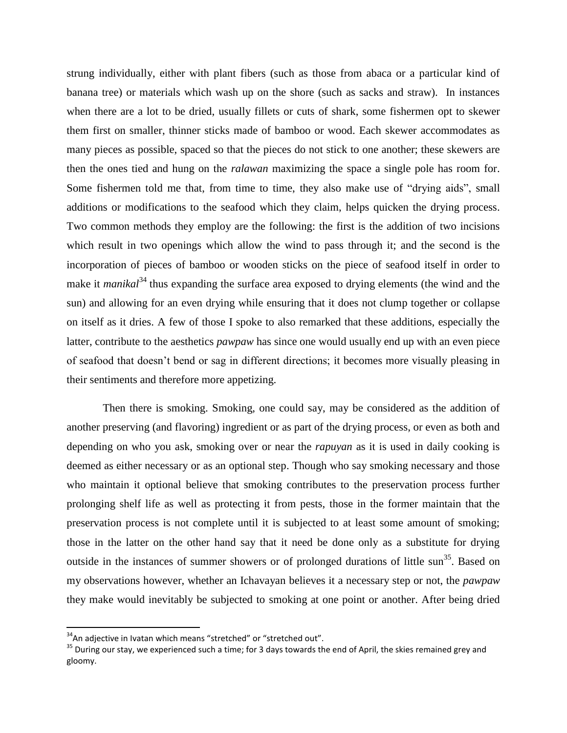strung individually, either with plant fibers (such as those from abaca or a particular kind of banana tree) or materials which wash up on the shore (such as sacks and straw). In instances when there are a lot to be dried, usually fillets or cuts of shark, some fishermen opt to skewer them first on smaller, thinner sticks made of bamboo or wood. Each skewer accommodates as many pieces as possible, spaced so that the pieces do not stick to one another; these skewers are then the ones tied and hung on the *ralawan* maximizing the space a single pole has room for. Some fishermen told me that, from time to time, they also make use of "drying aids", small additions or modifications to the seafood which they claim, helps quicken the drying process. Two common methods they employ are the following: the first is the addition of two incisions which result in two openings which allow the wind to pass through it; and the second is the incorporation of pieces of bamboo or wooden sticks on the piece of seafood itself in order to make it *manikal*[34] thus expanding the surface area exposed to drying elements (the wind and the sun) and allowing for an even drying while ensuring that it does not clump together or collapse on itself as it dries. A few of those I spoke to also remarked that these additions, especially the latter, contribute to the aesthetics *pawpaw* has since one would usually end up with an even piece of seafood that doesn't bend or sag in different directions; it becomes more visually pleasing in their sentiments and therefore more appetizing.

Then there is smoking. Smoking, one could say, may be considered as the addition of another preserving (and flavoring) ingredient or as part of the drying process, or even as both and depending on who you ask, smoking over or near the *rapuyan* as it is used in daily cooking is deemed as either necessary or as an optional step. Though who say smoking necessary and those who maintain it optional believe that smoking contributes to the preservation process further prolonging shelf life as well as protecting it from pests, those in the former maintain that the preservation process is not complete until it is subjected to at least some amount of smoking; those in the latter on the other hand say that it need be done only as a substitute for drying outside in the instances of summer showers or of prolonged durations of little sun[35]. Based on my observations however, whether an Ichavayan believes it a necessary step or not, the *pawpaw* they make would inevitably be subjected to smoking at one point or another. After being dried

[34] An adjective in Ivatan which means "stretched" or "stretched out".

[35] During our stay, we experienced such a time; for 3 days towards the end of April, the skies remained grey and gloomy.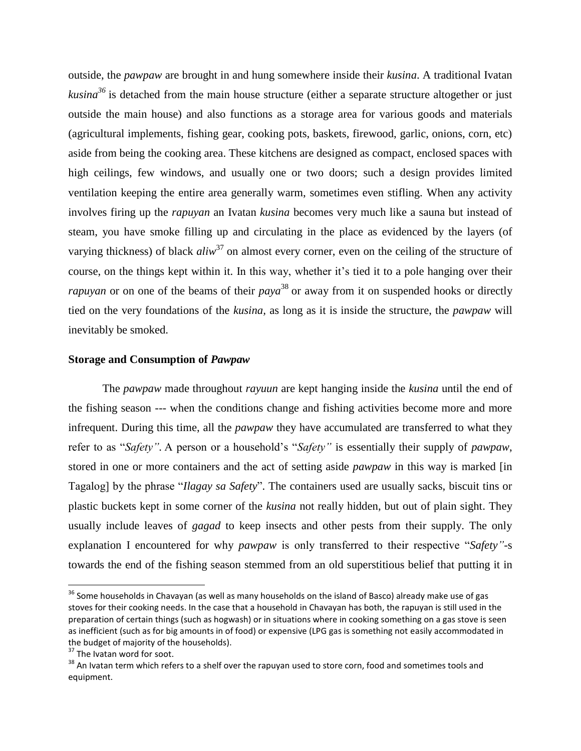outside, the *pawpaw* are brought in and hung somewhere inside their *kusina*. A traditional Ivatan *kusina*[36] is detached from the main house structure (either a separate structure altogether or just outside the main house) and also functions as a storage area for various goods and materials (agricultural implements, fishing gear, cooking pots, baskets, firewood, garlic, onions, corn, etc) aside from being the cooking area. These kitchens are designed as compact, enclosed spaces with high ceilings, few windows, and usually one or two doors; such a design provides limited ventilation keeping the entire area generally warm, sometimes even stifling. When any activity involves firing up the *rapuyan* an Ivatan *kusina* becomes very much like a sauna but instead of steam, you have smoke filling up and circulating in the place as evidenced by the layers (of varying thickness) of black *aliw*[37] on almost every corner, even on the ceiling of the structure of course, on the things kept within it. In this way, whether it's tied it to a pole hanging over their *rapuyan* or on one of the beams of their *paya*[38] or away from it on suspended hooks or directly tied on the very foundations of the *kusina,* as long as it is inside the structure, the *pawpaw* will inevitably be smoked.

### Storage and Consumption of *Pawpaw*

The *pawpaw* made throughout *rayuun* are kept hanging inside the *kusina* until the end of the fishing season --- when the conditions change and fishing activities become more and more infrequent. During this time, all the *pawpaw* they have accumulated are transferred to what they refer to as "*Safety"*. A person or a household's "*Safety"* is essentially their supply of *pawpaw*, stored in one or more containers and the act of setting aside *pawpaw* in this way is marked [in Tagalog] by the phrase "*Ilagay sa Safety*". The containers used are usually sacks, biscuit tins or plastic buckets kept in some corner of the *kusina* not really hidden, but out of plain sight. They usually include leaves of *gagad* to keep insects and other pests from their supply. The only explanation I encountered for why *pawpaw* is only transferred to their respective "*Safety"*-s towards the end of the fishing season stemmed from an old superstitious belief that putting it in

---

[36] Some households in Chavayan (as well as many households on the island of Basco) already make use of gas stoves for their cooking needs. In the case that a household in Chavayan has both, the rapuyan is still used in the preparation of certain things (such as hogwash) or in situations where in cooking something on a gas stove is seen as inefficient (such as for big amounts in of food) or expensive (LPG gas is something not easily accommodated in the budget of majority of the households).

[37] The Ivatan word for soot.

[38] An Ivatan term which refers to a shelf over the rapuyan used to store corn, food and sometimes tools and equipment.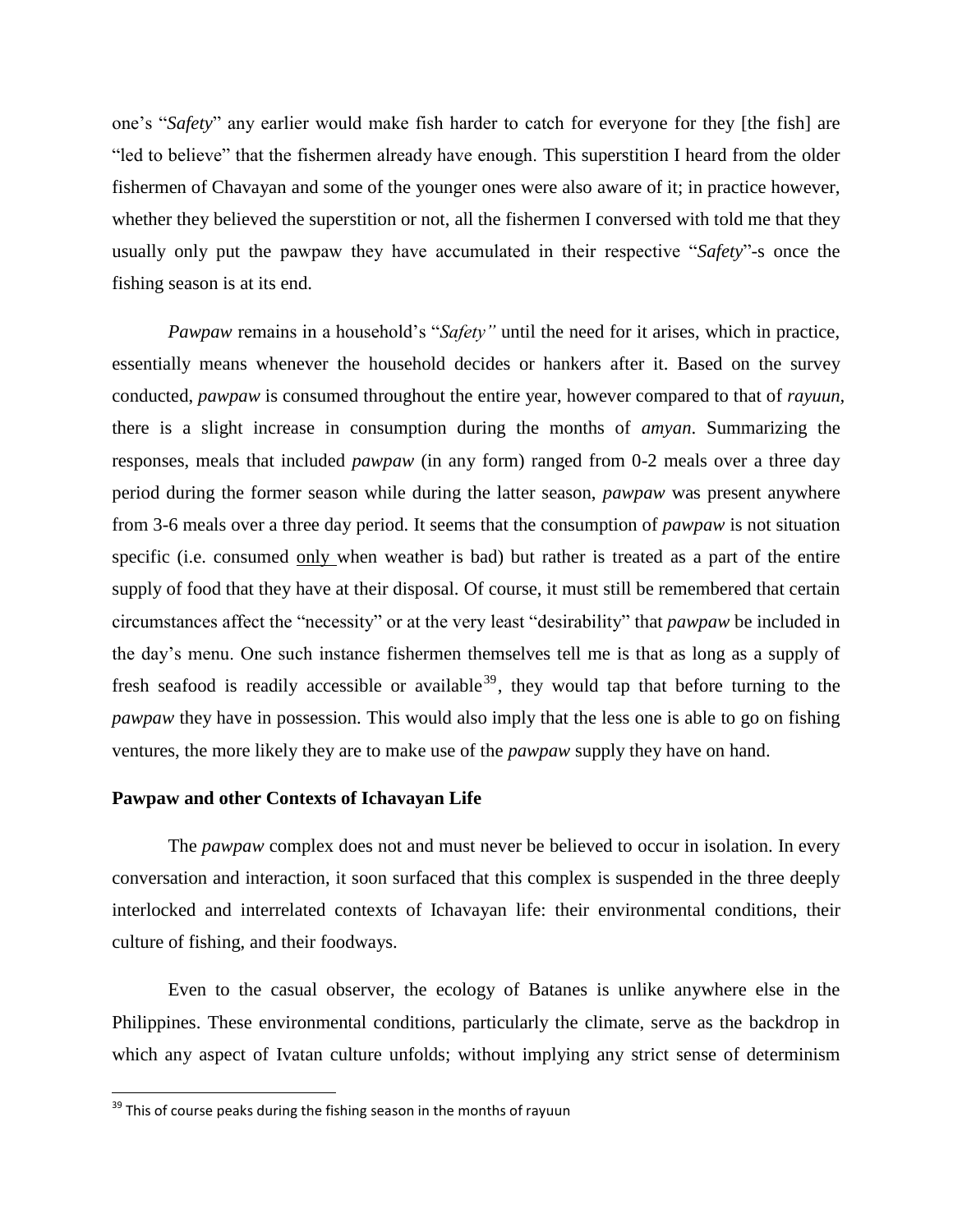one's "*Safety*" any earlier would make fish harder to catch for everyone for they [the fish] are "led to believe" that the fishermen already have enough. This superstition I heard from the older fishermen of Chavayan and some of the younger ones were also aware of it; in practice however, whether they believed the superstition or not, all the fishermen I conversed with told me that they usually only put the pawpaw they have accumulated in their respective "*Safety*"-s once the fishing season is at its end.

*Pawpaw* remains in a household's "*Safety"* until the need for it arises, which in practice, essentially means whenever the household decides or hankers after it. Based on the survey conducted, *pawpaw* is consumed throughout the entire year, however compared to that of *rayuun*, there is a slight increase in consumption during the months of *amyan*. Summarizing the responses, meals that included *pawpaw* (in any form) ranged from 0-2 meals over a three day period during the former season while during the latter season, *pawpaw* was present anywhere from 3-6 meals over a three day period. It seems that the consumption of *pawpaw* is not situation specific (i.e. consumed <u>only</u> when weather is bad) but rather is treated as a part of the entire supply of food that they have at their disposal. Of course, it must still be remembered that certain circumstances affect the "necessity" or at the very least "desirability" that *pawpaw* be included in the day's menu. One such instance fishermen themselves tell me is that as long as a supply of fresh seafood is readily accessible or available[39], they would tap that before turning to the *pawpaw* they have in possession. This would also imply that the less one is able to go on fishing ventures, the more likely they are to make use of the *pawpaw* supply they have on hand.

**Pawpaw and other Contexts of Ichavayan Life**

The *pawpaw* complex does not and must never be believed to occur in isolation. In every conversation and interaction, it soon surfaced that this complex is suspended in the three deeply interlocked and interrelated contexts of Ichavayan life: their environmental conditions, their culture of fishing, and their foodways.

Even to the casual observer, the ecology of Batanes is unlike anywhere else in the Philippines. These environmental conditions, particularly the climate, serve as the backdrop in which any aspect of Ivatan culture unfolds; without implying any strict sense of determinism

[39] This of course peaks during the fishing season in the months of rayuun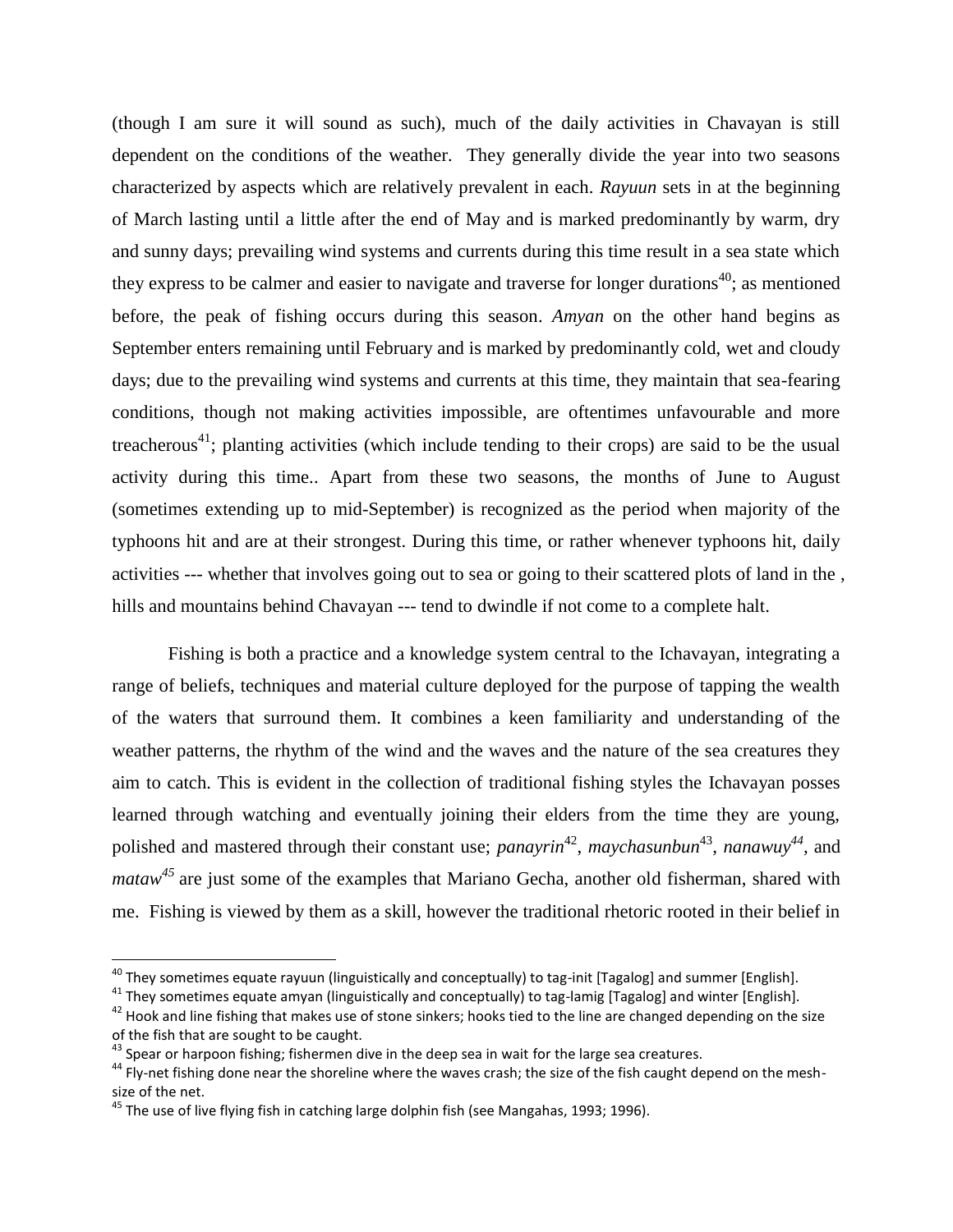(though I am sure it will sound as such), much of the daily activities in Chavayan is still dependent on the conditions of the weather. They generally divide the year into two seasons characterized by aspects which are relatively prevalent in each. *Rayuun* sets in at the beginning of March lasting until a little after the end of May and is marked predominantly by warm, dry and sunny days; prevailing wind systems and currents during this time result in a sea state which they express to be calmer and easier to navigate and traverse for longer durations[40]; as mentioned before, the peak of fishing occurs during this season. *Amyan* on the other hand begins as September enters remaining until February and is marked by predominantly cold, wet and cloudy days; due to the prevailing wind systems and currents at this time, they maintain that sea-fearing conditions, though not making activities impossible, are oftentimes unfavourable and more treacherous[41]; planting activities (which include tending to their crops) are said to be the usual activity during this time.. Apart from these two seasons, the months of June to August (sometimes extending up to mid-September) is recognized as the period when majority of the typhoons hit and are at their strongest. During this time, or rather whenever typhoons hit, daily activities --- whether that involves going out to sea or going to their scattered plots of land in the , hills and mountains behind Chavayan --- tend to dwindle if not come to a complete halt.

Fishing is both a practice and a knowledge system central to the Ichavayan, integrating a range of beliefs, techniques and material culture deployed for the purpose of tapping the wealth of the waters that surround them. It combines a keen familiarity and understanding of the weather patterns, the rhythm of the wind and the waves and the nature of the sea creatures they aim to catch. This is evident in the collection of traditional fishing styles the Ichavayan posses learned through watching and eventually joining their elders from the time they are young, polished and mastered through their constant use; *panayrin*[42], *maychasunbun*[43], *nanawuy*[44], and *mataw*[45] are just some of the examples that Mariano Gecha, another old fisherman, shared with me. Fishing is viewed by them as a skill, however the traditional rhetoric rooted in their belief in

---

[40] They sometimes equate rayuun (linguistically and conceptually) to tag-init [Tagalog] and summer [English].

[41] They sometimes equate amyan (linguistically and conceptually) to tag-lamig [Tagalog] and winter [English].

[42] Hook and line fishing that makes use of stone sinkers; hooks tied to the line are changed depending on the size of the fish that are sought to be caught.

[43] Spear or harpoon fishing; fishermen dive in the deep sea in wait for the large sea creatures.

[44] Fly-net fishing done near the shoreline where the waves crash; the size of the fish caught depend on the mesh-size of the net.

[45] The use of live flying fish in catching large dolphin fish (see Mangahas, 1993; 1996).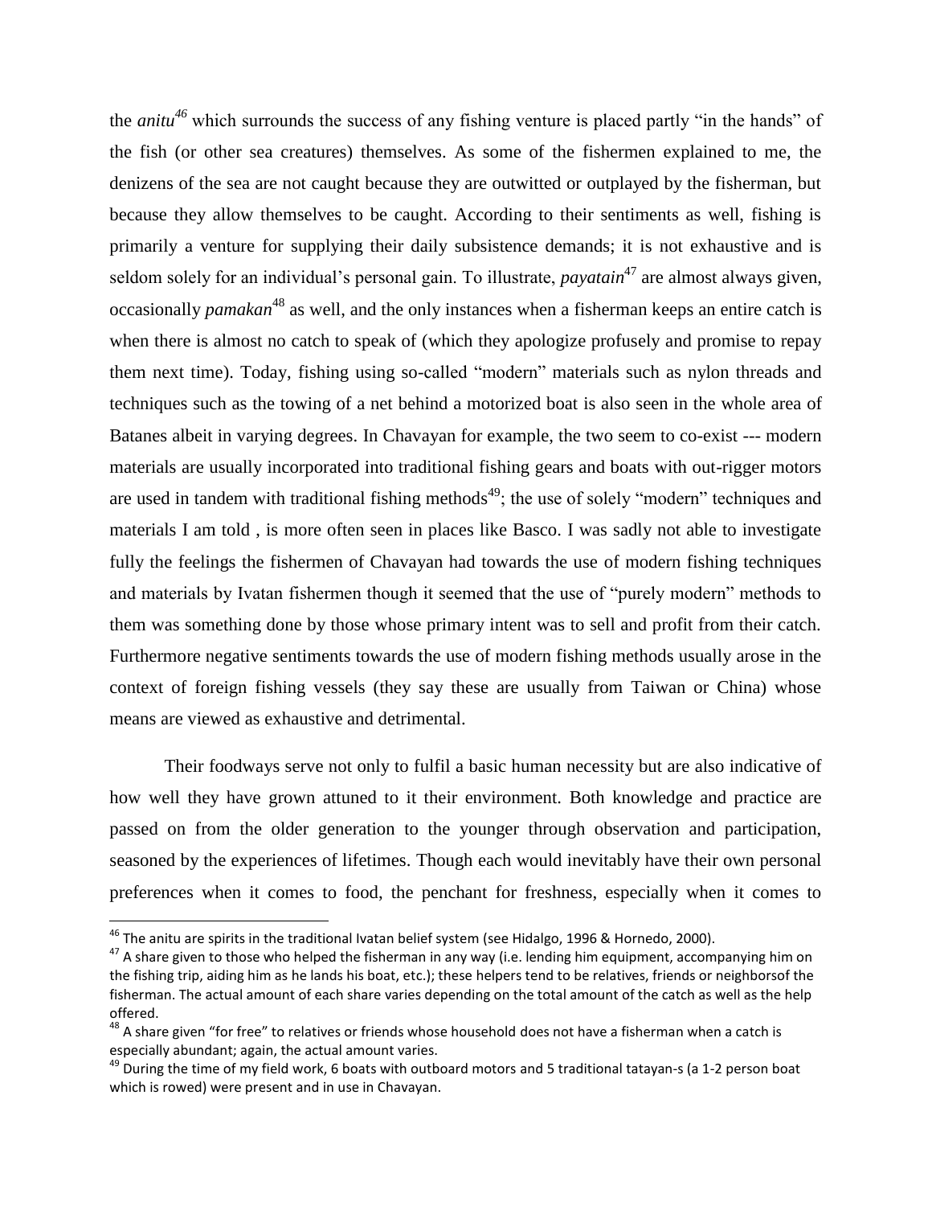the *anitu*[46] which surrounds the success of any fishing venture is placed partly "in the hands" of the fish (or other sea creatures) themselves. As some of the fishermen explained to me, the denizens of the sea are not caught because they are outwitted or outplayed by the fisherman, but because they allow themselves to be caught. According to their sentiments as well, fishing is primarily a venture for supplying their daily subsistence demands; it is not exhaustive and is seldom solely for an individual's personal gain. To illustrate, *payatain*[47] are almost always given, occasionally *pamakan*[48] as well, and the only instances when a fisherman keeps an entire catch is when there is almost no catch to speak of (which they apologize profusely and promise to repay them next time). Today, fishing using so-called "modern" materials such as nylon threads and techniques such as the towing of a net behind a motorized boat is also seen in the whole area of Batanes albeit in varying degrees. In Chavayan for example, the two seem to co-exist --- modern materials are usually incorporated into traditional fishing gears and boats with out-rigger motors are used in tandem with traditional fishing methods[49]; the use of solely "modern" techniques and materials I am told , is more often seen in places like Basco. I was sadly not able to investigate fully the feelings the fishermen of Chavayan had towards the use of modern fishing techniques and materials by Ivatan fishermen though it seemed that the use of "purely modern" methods to them was something done by those whose primary intent was to sell and profit from their catch. Furthermore negative sentiments towards the use of modern fishing methods usually arose in the context of foreign fishing vessels (they say these are usually from Taiwan or China) whose means are viewed as exhaustive and detrimental.

Their foodways serve not only to fulfil a basic human necessity but are also indicative of how well they have grown attuned to it their environment. Both knowledge and practice are passed on from the older generation to the younger through observation and participation, seasoned by the experiences of lifetimes. Though each would inevitably have their own personal preferences when it comes to food, the penchant for freshness, especially when it comes to

---

[46] The anitu are spirits in the traditional Ivatan belief system (see Hidalgo, 1996 & Hornedo, 2000).

[47] A share given to those who helped the fisherman in any way (i.e. lending him equipment, accompanying him on the fishing trip, aiding him as he lands his boat, etc.); these helpers tend to be relatives, friends or neighborsof the fisherman. The actual amount of each share varies depending on the total amount of the catch as well as the help offered.

[48] A share given "for free" to relatives or friends whose household does not have a fisherman when a catch is especially abundant; again, the actual amount varies.

[49] During the time of my field work, 6 boats with outboard motors and 5 traditional tatayan-s (a 1-2 person boat which is rowed) were present and in use in Chavayan.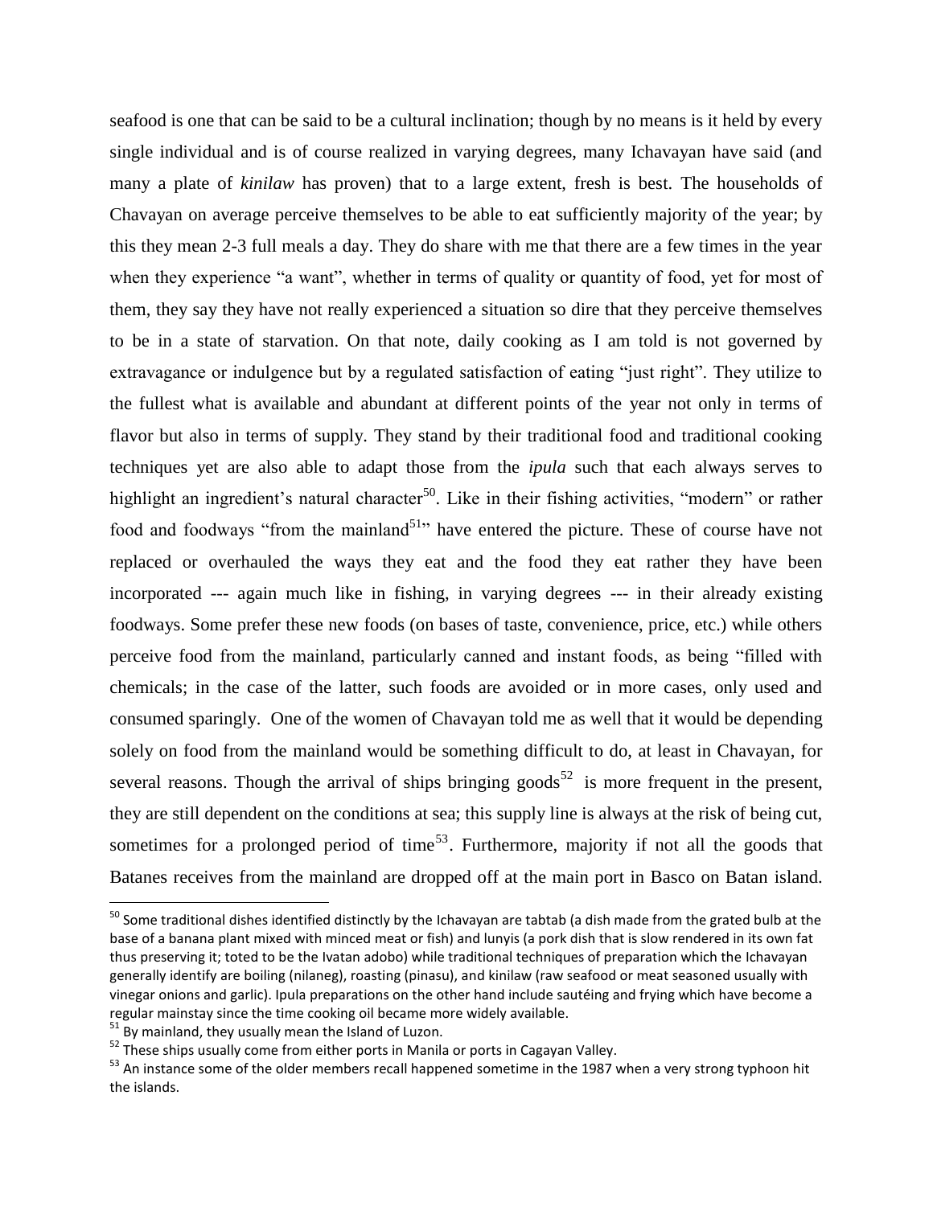seafood is one that can be said to be a cultural inclination; though by no means is it held by every single individual and is of course realized in varying degrees, many Ichavayan have said (and many a plate of *kinilaw* has proven) that to a large extent, fresh is best. The households of Chavayan on average perceive themselves to be able to eat sufficiently majority of the year; by this they mean 2-3 full meals a day. They do share with me that there are a few times in the year when they experience "a want", whether in terms of quality or quantity of food, yet for most of them, they say they have not really experienced a situation so dire that they perceive themselves to be in a state of starvation. On that note, daily cooking as I am told is not governed by extravagance or indulgence but by a regulated satisfaction of eating "just right". They utilize to the fullest what is available and abundant at different points of the year not only in terms of flavor but also in terms of supply. They stand by their traditional food and traditional cooking techniques yet are also able to adapt those from the *ipula* such that each always serves to highlight an ingredient's natural character[50]. Like in their fishing activities, "modern" or rather food and foodways "from the mainland[51]" have entered the picture. These of course have not replaced or overhauled the ways they eat and the food they eat rather they have been incorporated --- again much like in fishing, in varying degrees --- in their already existing foodways. Some prefer these new foods (on bases of taste, convenience, price, etc.) while others perceive food from the mainland, particularly canned and instant foods, as being "filled with chemicals; in the case of the latter, such foods are avoided or in more cases, only used and consumed sparingly. One of the women of Chavayan told me as well that it would be depending solely on food from the mainland would be something difficult to do, at least in Chavayan, for several reasons. Though the arrival of ships bringing goods[52] is more frequent in the present, they are still dependent on the conditions at sea; this supply line is always at the risk of being cut, sometimes for a prolonged period of time[53]. Furthermore, majority if not all the goods that Batanes receives from the mainland are dropped off at the main port in Basco on Batan island.

---

[50] Some traditional dishes identified distinctly by the Ichavayan are tabtab (a dish made from the grated bulb at the base of a banana plant mixed with minced meat or fish) and lunyis (a pork dish that is slow rendered in its own fat thus preserving it; toted to be the Ivatan adobo) while traditional techniques of preparation which the Ichavayan generally identify are boiling (nilaneg), roasting (pinasu), and kinilaw (raw seafood or meat seasoned usually with vinegar onions and garlic). Ipula preparations on the other hand include sautéing and frying which have become a regular mainstay since the time cooking oil became more widely available.

[51] By mainland, they usually mean the Island of Luzon.

[52] These ships usually come from either ports in Manila or ports in Cagayan Valley.

[53] An instance some of the older members recall happened sometime in the 1987 when a very strong typhoon hit the islands.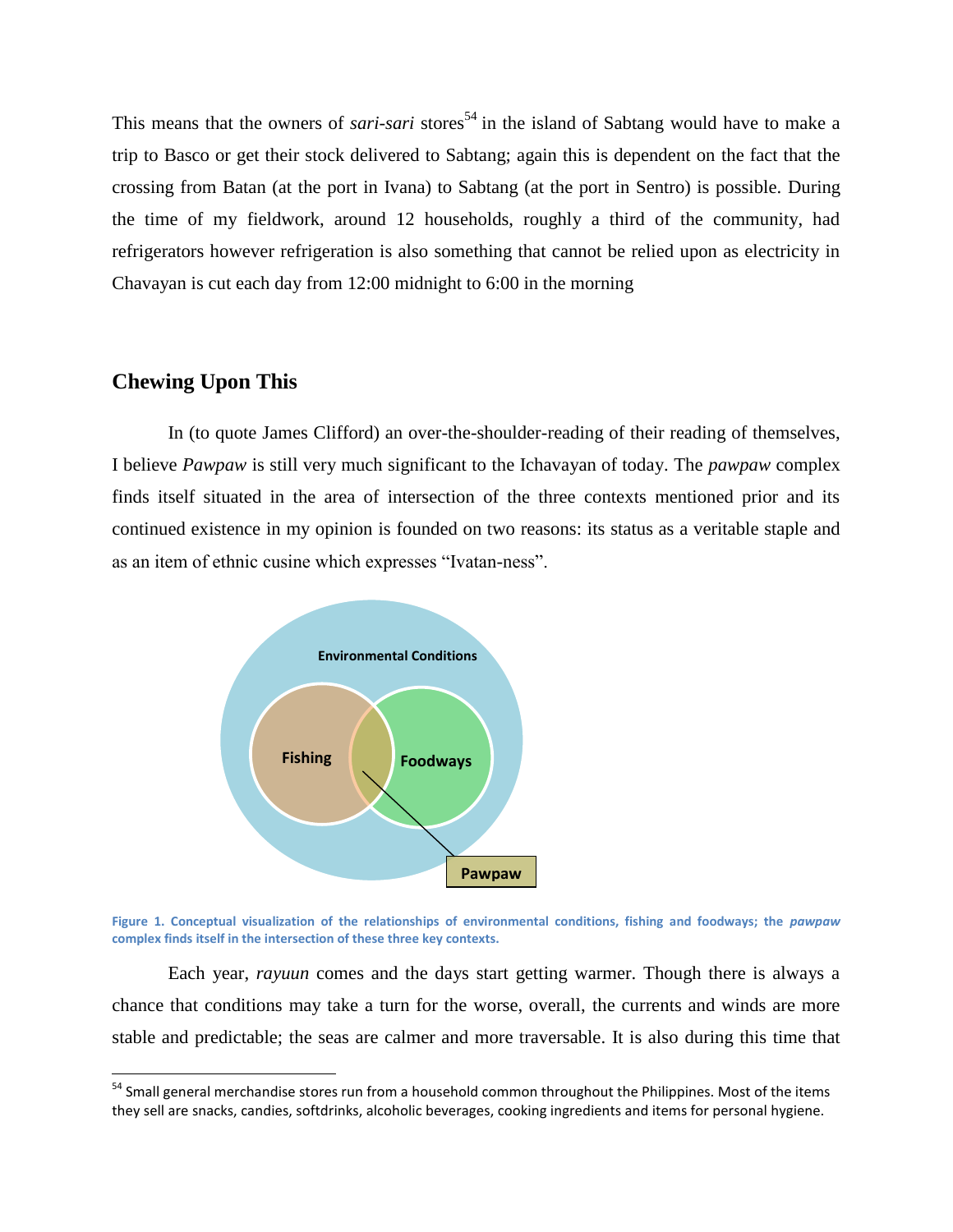This means that the owners of *sari-sari* stores[54] in the island of Sabtang would have to make a trip to Basco or get their stock delivered to Sabtang; again this is dependent on the fact that the crossing from Batan (at the port in Ivana) to Sabtang (at the port in Sentro) is possible. During the time of my fieldwork, around 12 households, roughly a third of the community, had refrigerators however refrigeration is also something that cannot be relied upon as electricity in Chavayan is cut each day from 12:00 midnight to 6:00 in the morning

## Chewing Upon This

In (to quote James Clifford) an over-the-shoulder-reading of their reading of themselves, I believe *Pawpaw* is still very much significant to the Ichavayan of today. The *pawpaw* complex finds itself situated in the area of intersection of the three contexts mentioned prior and its continued existence in my opinion is founded on two reasons: its status as a veritable staple and as an item of ethnic cusine which expresses "Ivatan-ness".

**Figure 1. Conceptual visualization of the relationships of environmental conditions, fishing and foodways; the *pawpaw* complex finds itself in the intersection of these three key contexts.**

Each year, *rayuun* comes and the days start getting warmer. Though there is always a chance that conditions may take a turn for the worse, overall, the currents and winds are more stable and predictable; the seas are calmer and more traversable. It is also during this time that

[54] Small general merchandise stores run from a household common throughout the Philippines. Most of the items they sell are snacks, candies, softdrinks, alcoholic beverages, cooking ingredients and items for personal hygiene.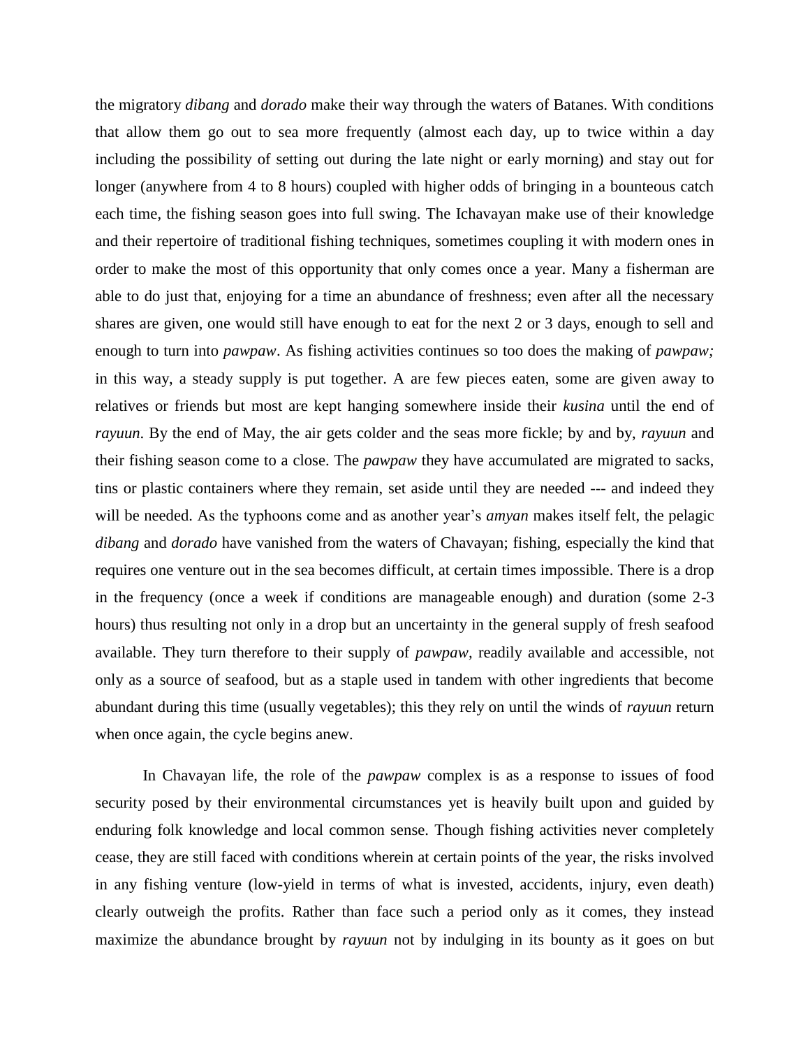the migratory *dibang* and *dorado* make their way through the waters of Batanes. With conditions that allow them go out to sea more frequently (almost each day, up to twice within a day including the possibility of setting out during the late night or early morning) and stay out for longer (anywhere from 4 to 8 hours) coupled with higher odds of bringing in a bounteous catch each time, the fishing season goes into full swing. The Ichavayan make use of their knowledge and their repertoire of traditional fishing techniques, sometimes coupling it with modern ones in order to make the most of this opportunity that only comes once a year. Many a fisherman are able to do just that, enjoying for a time an abundance of freshness; even after all the necessary shares are given, one would still have enough to eat for the next 2 or 3 days, enough to sell and enough to turn into *pawpaw*. As fishing activities continues so too does the making of *pawpaw;* in this way, a steady supply is put together. A are few pieces eaten, some are given away to relatives or friends but most are kept hanging somewhere inside their *kusina* until the end of *rayuun*. By the end of May, the air gets colder and the seas more fickle; by and by, *rayuun* and their fishing season come to a close. The *pawpaw* they have accumulated are migrated to sacks, tins or plastic containers where they remain, set aside until they are needed --- and indeed they will be needed. As the typhoons come and as another year's *amyan* makes itself felt, the pelagic *dibang* and *dorado* have vanished from the waters of Chavayan; fishing, especially the kind that requires one venture out in the sea becomes difficult, at certain times impossible. There is a drop in the frequency (once a week if conditions are manageable enough) and duration (some 2-3 hours) thus resulting not only in a drop but an uncertainty in the general supply of fresh seafood available. They turn therefore to their supply of *pawpaw*, readily available and accessible, not only as a source of seafood, but as a staple used in tandem with other ingredients that become abundant during this time (usually vegetables); this they rely on until the winds of *rayuun* return when once again, the cycle begins anew.

In Chavayan life, the role of the *pawpaw* complex is as a response to issues of food security posed by their environmental circumstances yet is heavily built upon and guided by enduring folk knowledge and local common sense. Though fishing activities never completely cease, they are still faced with conditions wherein at certain points of the year, the risks involved in any fishing venture (low-yield in terms of what is invested, accidents, injury, even death) clearly outweigh the profits. Rather than face such a period only as it comes, they instead maximize the abundance brought by *rayuun* not by indulging in its bounty as it goes on but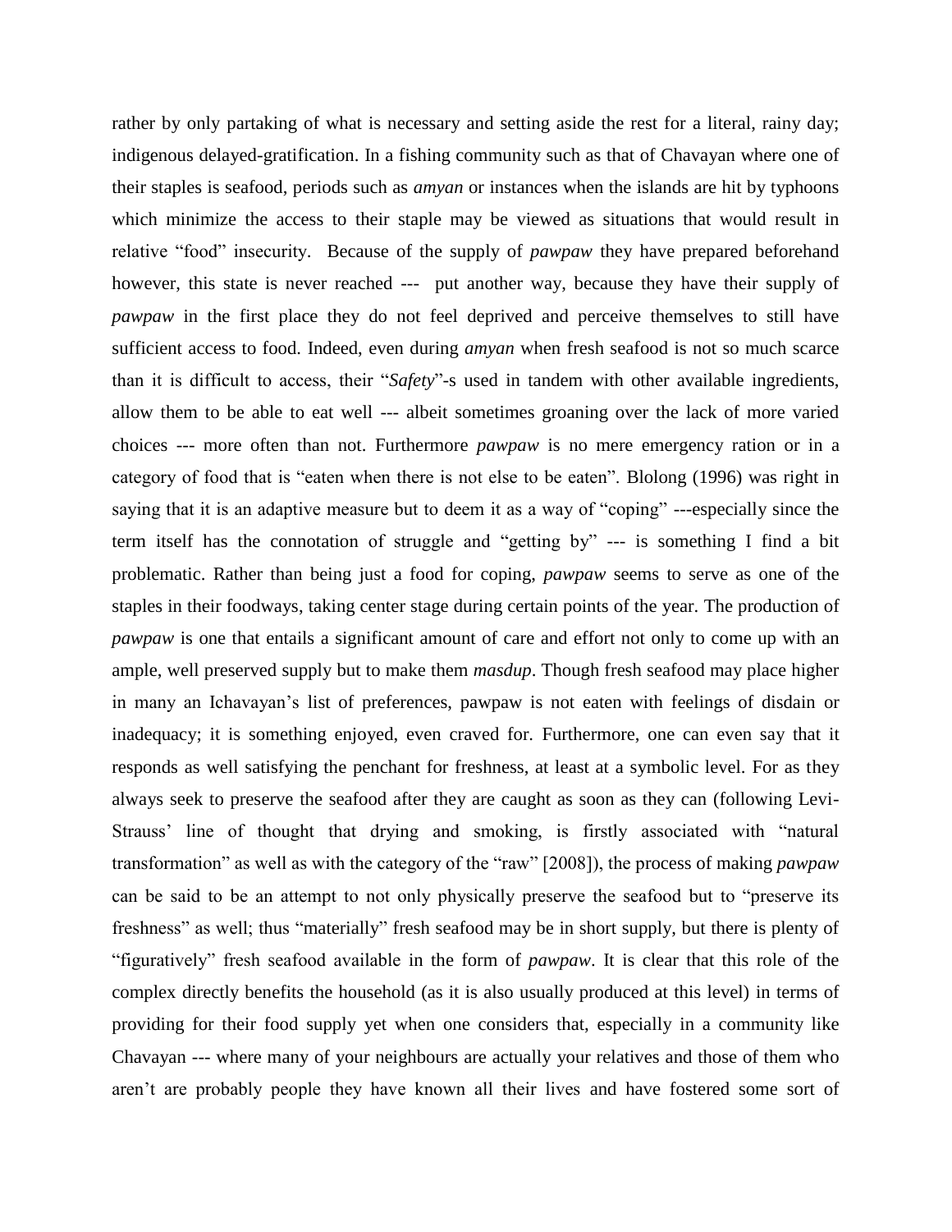rather by only partaking of what is necessary and setting aside the rest for a literal, rainy day; indigenous delayed-gratification. In a fishing community such as that of Chavayan where one of their staples is seafood, periods such as *amyan* or instances when the islands are hit by typhoons which minimize the access to their staple may be viewed as situations that would result in relative "food" insecurity. Because of the supply of *pawpaw* they have prepared beforehand however, this state is never reached --- put another way, because they have their supply of *pawpaw* in the first place they do not feel deprived and perceive themselves to still have sufficient access to food. Indeed, even during *amyan* when fresh seafood is not so much scarce than it is difficult to access, their "*Safety*"-s used in tandem with other available ingredients, allow them to be able to eat well --- albeit sometimes groaning over the lack of more varied choices --- more often than not. Furthermore *pawpaw* is no mere emergency ration or in a category of food that is "eaten when there is not else to be eaten". Blolong (1996) was right in saying that it is an adaptive measure but to deem it as a way of "coping" ---especially since the term itself has the connotation of struggle and "getting by" --- is something I find a bit problematic. Rather than being just a food for coping, *pawpaw* seems to serve as one of the staples in their foodways, taking center stage during certain points of the year. The production of *pawpaw* is one that entails a significant amount of care and effort not only to come up with an ample, well preserved supply but to make them *masdup*. Though fresh seafood may place higher in many an Ichavayan's list of preferences, pawpaw is not eaten with feelings of disdain or inadequacy; it is something enjoyed, even craved for. Furthermore, one can even say that it responds as well satisfying the penchant for freshness, at least at a symbolic level. For as they always seek to preserve the seafood after they are caught as soon as they can (following Levi-Strauss' line of thought that drying and smoking, is firstly associated with "natural transformation" as well as with the category of the "raw" [2008]), the process of making *pawpaw* can be said to be an attempt to not only physically preserve the seafood but to "preserve its freshness" as well; thus "materially" fresh seafood may be in short supply, but there is plenty of "figuratively" fresh seafood available in the form of *pawpaw*. It is clear that this role of the complex directly benefits the household (as it is also usually produced at this level) in terms of providing for their food supply yet when one considers that, especially in a community like Chavayan --- where many of your neighbours are actually your relatives and those of them who aren't are probably people they have known all their lives and have fostered some sort of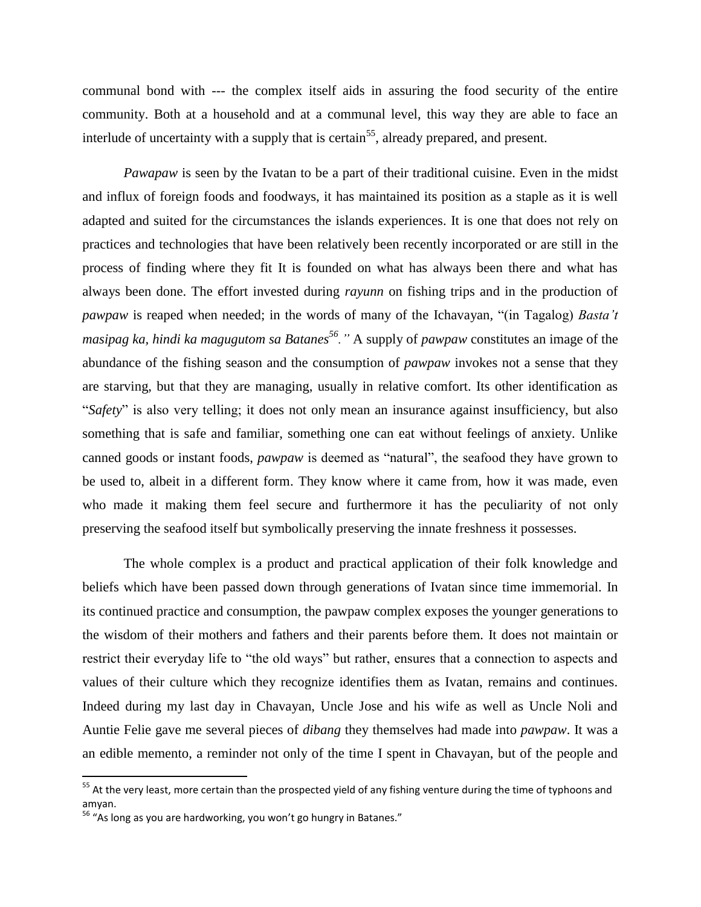communal bond with --- the complex itself aids in assuring the food security of the entire community. Both at a household and at a communal level, this way they are able to face an interlude of uncertainty with a supply that is certain[55], already prepared, and present.

*Pawapaw* is seen by the Ivatan to be a part of their traditional cuisine. Even in the midst and influx of foreign foods and foodways, it has maintained its position as a staple as it is well adapted and suited for the circumstances the islands experiences. It is one that does not rely on practices and technologies that have been relatively been recently incorporated or are still in the process of finding where they fit It is founded on what has always been there and what has always been done. The effort invested during *rayunn* on fishing trips and in the production of *pawpaw* is reaped when needed; in the words of many of the Ichavayan, "(in Tagalog) *Basta't masipag ka, hindi ka magugutom sa Batanes*[56]*."* A supply of *pawpaw* constitutes an image of the abundance of the fishing season and the consumption of *pawpaw* invokes not a sense that they are starving, but that they are managing, usually in relative comfort. Its other identification as "*Safety*" is also very telling; it does not only mean an insurance against insufficiency, but also something that is safe and familiar, something one can eat without feelings of anxiety. Unlike canned goods or instant foods, *pawpaw* is deemed as "natural", the seafood they have grown to be used to, albeit in a different form. They know where it came from, how it was made, even who made it making them feel secure and furthermore it has the peculiarity of not only preserving the seafood itself but symbolically preserving the innate freshness it possesses.

The whole complex is a product and practical application of their folk knowledge and beliefs which have been passed down through generations of Ivatan since time immemorial. In its continued practice and consumption, the pawpaw complex exposes the younger generations to the wisdom of their mothers and fathers and their parents before them. It does not maintain or restrict their everyday life to "the old ways" but rather, ensures that a connection to aspects and values of their culture which they recognize identifies them as Ivatan, remains and continues. Indeed during my last day in Chavayan, Uncle Jose and his wife as well as Uncle Noli and Auntie Felie gave me several pieces of *dibang* they themselves had made into *pawpaw*. It was a an edible memento, a reminder not only of the time I spent in Chavayan, but of the people and

---

[55] At the very least, more certain than the prospected yield of any fishing venture during the time of typhoons and amyan.

[56] "As long as you are hardworking, you won't go hungry in Batanes."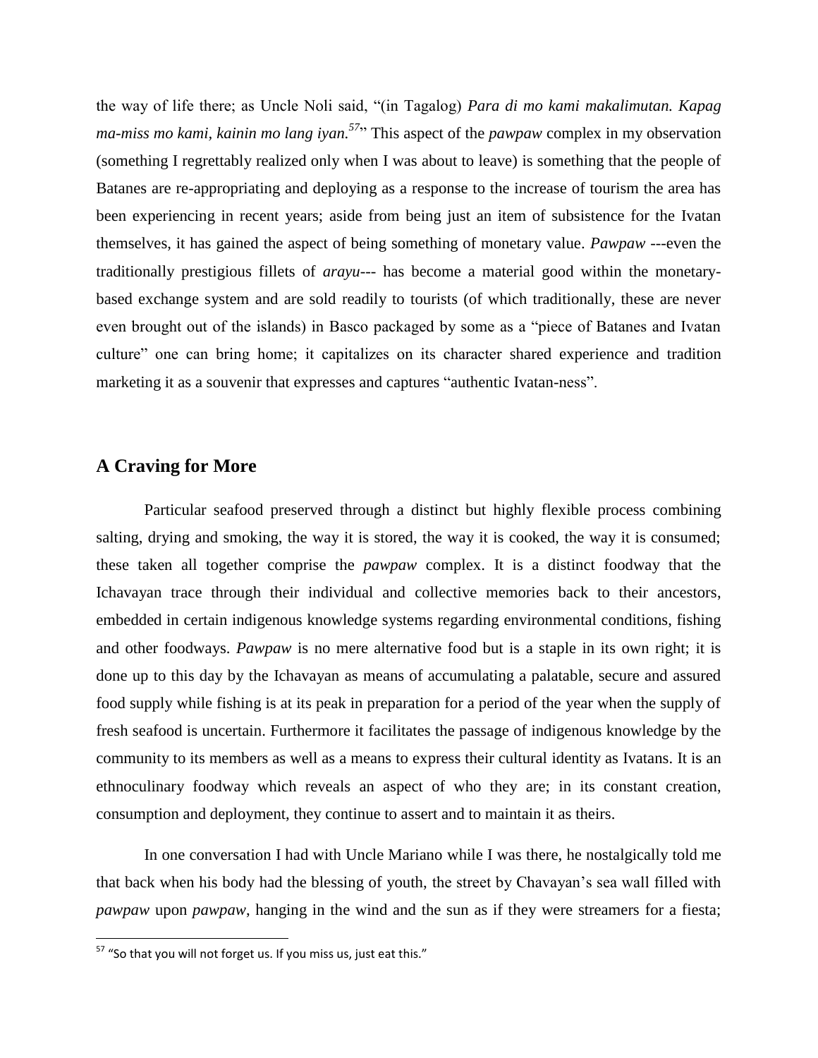the way of life there; as Uncle Noli said, "(in Tagalog) *Para di mo kami makalimutan. Kapag ma-miss mo kami, kainin mo lang iyan.*[57]" This aspect of the *pawpaw* complex in my observation (something I regrettably realized only when I was about to leave) is something that the people of Batanes are re-appropriating and deploying as a response to the increase of tourism the area has been experiencing in recent years; aside from being just an item of subsistence for the Ivatan themselves, it has gained the aspect of being something of monetary value. *Pawpaw* ---even the traditionally prestigious fillets of *arayu*--- has become a material good within the monetary-based exchange system and are sold readily to tourists (of which traditionally, these are never even brought out of the islands) in Basco packaged by some as a "piece of Batanes and Ivatan culture" one can bring home; it capitalizes on its character shared experience and tradition marketing it as a souvenir that expresses and captures "authentic Ivatan-ness".

## A Craving for More

Particular seafood preserved through a distinct but highly flexible process combining salting, drying and smoking, the way it is stored, the way it is cooked, the way it is consumed; these taken all together comprise the *pawpaw* complex. It is a distinct foodway that the Ichavayan trace through their individual and collective memories back to their ancestors, embedded in certain indigenous knowledge systems regarding environmental conditions, fishing and other foodways. *Pawpaw* is no mere alternative food but is a staple in its own right; it is done up to this day by the Ichavayan as means of accumulating a palatable, secure and assured food supply while fishing is at its peak in preparation for a period of the year when the supply of fresh seafood is uncertain. Furthermore it facilitates the passage of indigenous knowledge by the community to its members as well as a means to express their cultural identity as Ivatans. It is an ethnoculinary foodway which reveals an aspect of who they are; in its constant creation, consumption and deployment, they continue to assert and to maintain it as theirs.

In one conversation I had with Uncle Mariano while I was there, he nostalgically told me that back when his body had the blessing of youth, the street by Chavayan's sea wall filled with *pawpaw* upon *pawpaw*, hanging in the wind and the sun as if they were streamers for a fiesta;

[57] "So that you will not forget us. If you miss us, just eat this."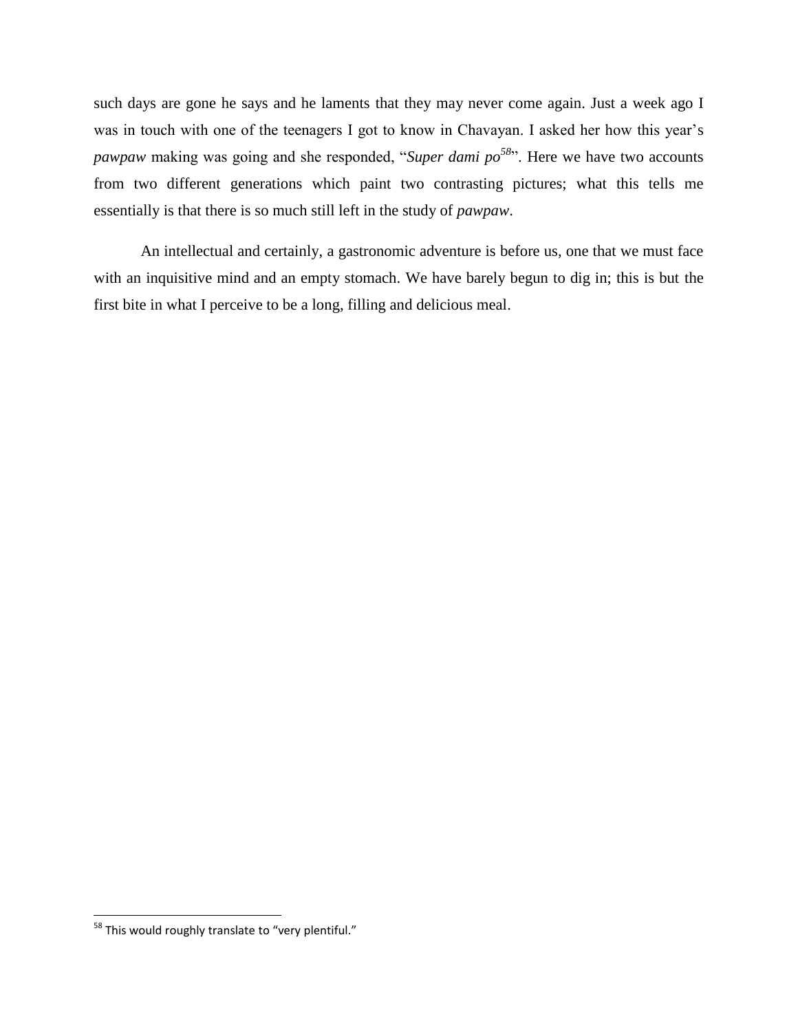such days are gone he says and he laments that they may never come again. Just a week ago I was in touch with one of the teenagers I got to know in Chavayan. I asked her how this year's *pawpaw* making was going and she responded, "*Super dami po*[58]". Here we have two accounts from two different generations which paint two contrasting pictures; what this tells me essentially is that there is so much still left in the study of *pawpaw*.

An intellectual and certainly, a gastronomic adventure is before us, one that we must face with an inquisitive mind and an empty stomach. We have barely begun to dig in; this is but the first bite in what I perceive to be a long, filling and delicious meal.

---

[58] This would roughly translate to "very plentiful."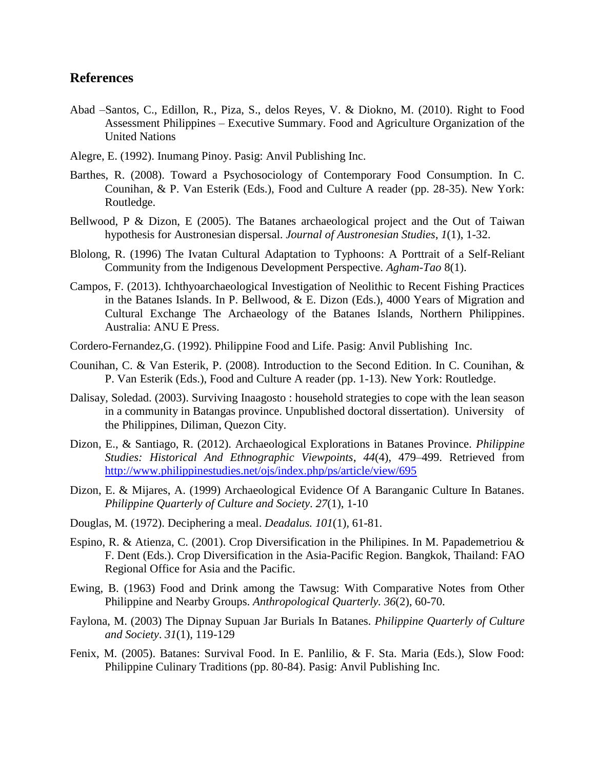## References

Abad –Santos, C., Edillon, R., Piza, S., delos Reyes, V. & Diokno, M. (2010). Right to Food Assessment Philippines – Executive Summary. Food and Agriculture Organization of the United Nations

Alegre, E. (1992). Inumang Pinoy. Pasig: Anvil Publishing Inc.

Barthes, R. (2008). Toward a Psychosociology of Contemporary Food Consumption. In C. Counihan, & P. Van Esterik (Eds.), Food and Culture A reader (pp. 28-35). New York: Routledge.

Bellwood, P & Dizon, E (2005). The Batanes archaeological project and the Out of Taiwan hypothesis for Austronesian dispersal. *Journal of Austronesian Studies*, *1*(1), 1-32.

Blolong, R. (1996) The Ivatan Cultural Adaptation to Typhoons: A Porttrait of a Self-Reliant Community from the Indigenous Development Perspective. *Agham-Tao* 8(1).

Campos, F. (2013). Ichthyoarchaeological Investigation of Neolithic to Recent Fishing Practices in the Batanes Islands. In P. Bellwood, & E. Dizon (Eds.), 4000 Years of Migration and Cultural Exchange The Archaeology of the Batanes Islands, Northern Philippines. Australia: ANU E Press.

Cordero-Fernandez,G. (1992). Philippine Food and Life. Pasig: Anvil Publishing Inc.

Counihan, C. & Van Esterik, P. (2008). Introduction to the Second Edition. In C. Counihan, & P. Van Esterik (Eds.), Food and Culture A reader (pp. 1-13). New York: Routledge.

Dalisay, Soledad. (2003). Surviving Inaagosto : household strategies to cope with the lean season in a community in Batangas province. Unpublished doctoral dissertation). University of the Philippines, Diliman, Quezon City.

Dizon, E., & Santiago, R. (2012). Archaeological Explorations in Batanes Province. *Philippine Studies: Historical And Ethnographic Viewpoints*, *44*(4), 479–499. Retrieved from http://www.philippinestudies.net/ojs/index.php/ps/article/view/695

Dizon, E. & Mijares, A. (1999) Archaeological Evidence Of A Baranganic Culture In Batanes. *Philippine Quarterly of Culture and Society*. *27*(1), 1-10

Douglas, M. (1972). Deciphering a meal. *Deadalus. 101*(1), 61-81.

Espino, R. & Atienza, C. (2001). Crop Diversification in the Philipines. In M. Papademetriou & F. Dent (Eds.). Crop Diversification in the Asia-Pacific Region. Bangkok, Thailand: FAO Regional Office for Asia and the Pacific.

Ewing, B. (1963) Food and Drink among the Tawsug: With Comparative Notes from Other Philippine and Nearby Groups. *Anthropological Quarterly. 36*(2), 60-70.

Faylona, M. (2003) The Dipnay Supuan Jar Burials In Batanes. *Philippine Quarterly of Culture and Society*. *31*(1), 119-129

Fenix, M. (2005). Batanes: Survival Food. In E. Panlilio, & F. Sta. Maria (Eds.), Slow Food: Philippine Culinary Traditions (pp. 80-84). Pasig: Anvil Publishing Inc.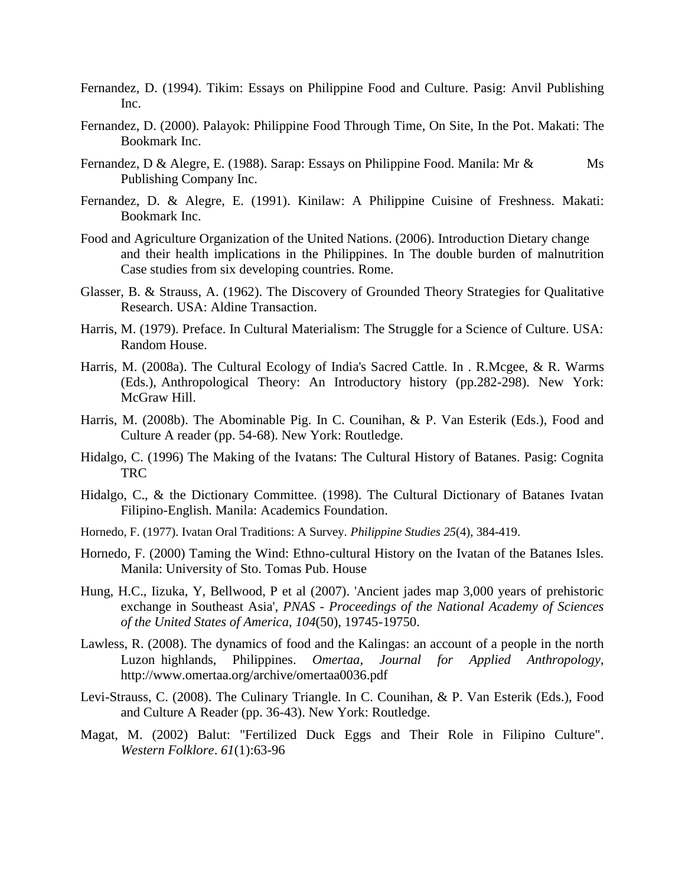Fernandez, D. (1994). Tikim: Essays on Philippine Food and Culture. Pasig: Anvil Publishing Inc.

Fernandez, D. (2000). Palayok: Philippine Food Through Time, On Site, In the Pot. Makati: The Bookmark Inc.

Fernandez, D & Alegre, E. (1988). Sarap: Essays on Philippine Food. Manila: Mr & Ms Publishing Company Inc.

Fernandez, D. & Alegre, E. (1991). Kinilaw: A Philippine Cuisine of Freshness. Makati: Bookmark Inc.

Food and Agriculture Organization of the United Nations. (2006). Introduction Dietary change and their health implications in the Philippines. In The double burden of malnutrition Case studies from six developing countries. Rome.

Glasser, B. & Strauss, A. (1962). The Discovery of Grounded Theory Strategies for Qualitative Research. USA: Aldine Transaction.

Harris, M. (1979). Preface. In Cultural Materialism: The Struggle for a Science of Culture. USA: Random House.

Harris, M. (2008a). The Cultural Ecology of India's Sacred Cattle. In . R.Mcgee, & R. Warms (Eds.), Anthropological Theory: An Introductory history (pp.282-298). New York: McGraw Hill.

Harris, M. (2008b). The Abominable Pig. In C. Counihan, & P. Van Esterik (Eds.), Food and Culture A reader (pp. 54-68). New York: Routledge.

Hidalgo, C. (1996) The Making of the Ivatans: The Cultural History of Batanes. Pasig: Cognita TRC

Hidalgo, C., & the Dictionary Committee. (1998). The Cultural Dictionary of Batanes Ivatan Filipino-English. Manila: Academics Foundation.

Hornedo, F. (1977). Ivatan Oral Traditions: A Survey. *Philippine Studies 25*(4), 384-419.

Hornedo, F. (2000) Taming the Wind: Ethno-cultural History on the Ivatan of the Batanes Isles. Manila: University of Sto. Tomas Pub. House

Hung, H.C., Iizuka, Y, Bellwood, P et al (2007). 'Ancient jades map 3,000 years of prehistoric exchange in Southeast Asia', *PNAS - Proceedings of the National Academy of Sciences of the United States of America*, *104*(50), 19745-19750.

Lawless, R. (2008). The dynamics of food and the Kalingas: an account of a people in the north Luzon highlands, Philippines. *Omertaa, Journal for Applied Anthropology*, http://www.omertaa.org/archive/omertaa0036.pdf

Levi-Strauss, C. (2008). The Culinary Triangle. In C. Counihan, & P. Van Esterik (Eds.), Food and Culture A Reader (pp. 36-43). New York: Routledge.

Magat, M. (2002) Balut: "Fertilized Duck Eggs and Their Role in Filipino Culture". *Western Folklore*. *61*(1):63-96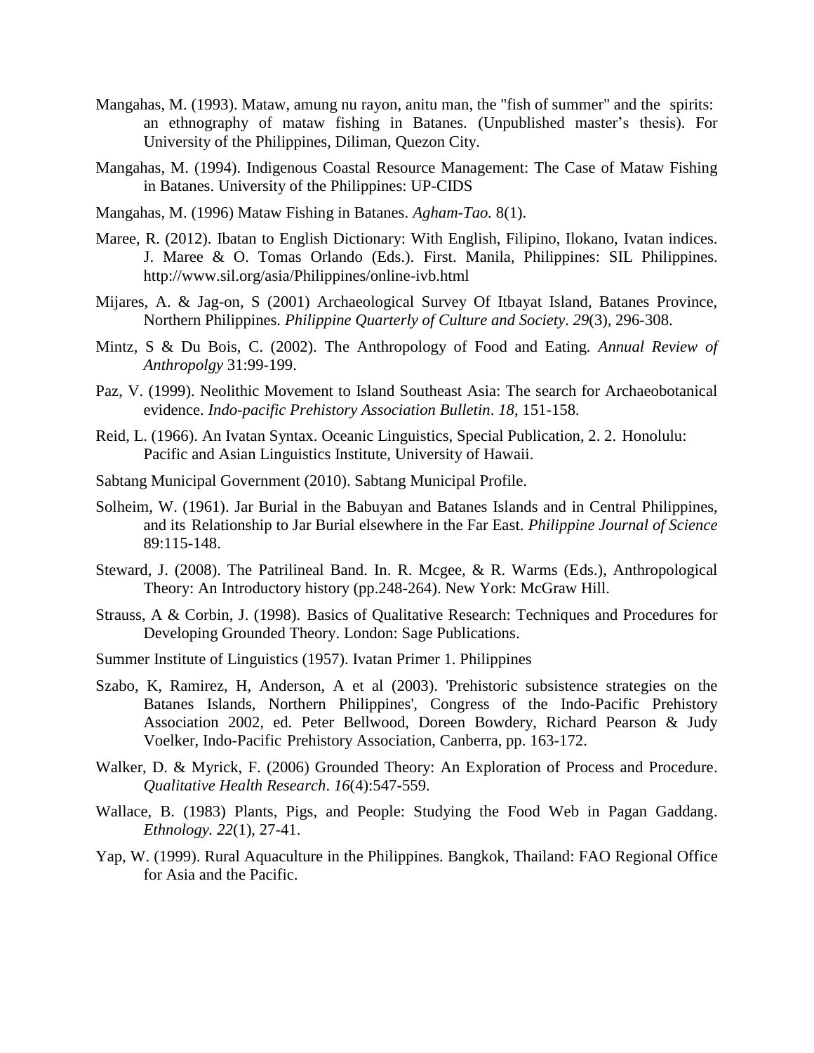Mangahas, M. (1993). Mataw, amung nu rayon, anitu man, the "fish of summer" and the spirits: an ethnography of mataw fishing in Batanes. (Unpublished master's thesis). For University of the Philippines, Diliman, Quezon City.

Mangahas, M. (1994). Indigenous Coastal Resource Management: The Case of Mataw Fishing in Batanes. University of the Philippines: UP-CIDS

Mangahas, M. (1996) Mataw Fishing in Batanes. *Agham-Tao.* 8(1).

Maree, R. (2012). Ibatan to English Dictionary: With English, Filipino, Ilokano, Ivatan indices. J. Maree & O. Tomas Orlando (Eds.). First. Manila, Philippines: SIL Philippines. http://www.sil.org/asia/Philippines/online-ivb.html

Mijares, A. & Jag-on, S (2001) Archaeological Survey Of Itbayat Island, Batanes Province, Northern Philippines. *Philippine Quarterly of Culture and Society*. *29*(3), 296-308.

Mintz, S & Du Bois, C. (2002). The Anthropology of Food and Eating. *Annual Review of Anthropolgy* 31:99-199.

Paz, V. (1999). Neolithic Movement to Island Southeast Asia: The search for Archaeobotanical evidence. *Indo-pacific Prehistory Association Bulletin*. *18*, 151-158.

Reid, L. (1966). An Ivatan Syntax. Oceanic Linguistics, Special Publication, 2. 2. Honolulu: Pacific and Asian Linguistics Institute, University of Hawaii.

Sabtang Municipal Government (2010). Sabtang Municipal Profile.

Solheim, W. (1961). Jar Burial in the Babuyan and Batanes Islands and in Central Philippines, and its Relationship to Jar Burial elsewhere in the Far East. *Philippine Journal of Science* 89:115-148.

Steward, J. (2008). The Patrilineal Band. In. R. Mcgee, & R. Warms (Eds.), Anthropological Theory: An Introductory history (pp.248-264). New York: McGraw Hill.

Strauss, A & Corbin, J. (1998). Basics of Qualitative Research: Techniques and Procedures for Developing Grounded Theory. London: Sage Publications.

Summer Institute of Linguistics (1957). Ivatan Primer 1. Philippines

Szabo, K, Ramirez, H, Anderson, A et al (2003). 'Prehistoric subsistence strategies on the Batanes Islands, Northern Philippines', Congress of the Indo-Pacific Prehistory Association 2002, ed. Peter Bellwood, Doreen Bowdery, Richard Pearson & Judy Voelker, Indo-Pacific Prehistory Association, Canberra, pp. 163-172.

Walker, D. & Myrick, F. (2006) Grounded Theory: An Exploration of Process and Procedure. *Qualitative Health Research*. *16*(4):547-559.

Wallace, B. (1983) Plants, Pigs, and People: Studying the Food Web in Pagan Gaddang. *Ethnology. 22*(1), 27-41.

Yap, W. (1999). Rural Aquaculture in the Philippines. Bangkok, Thailand: FAO Regional Office for Asia and the Pacific.